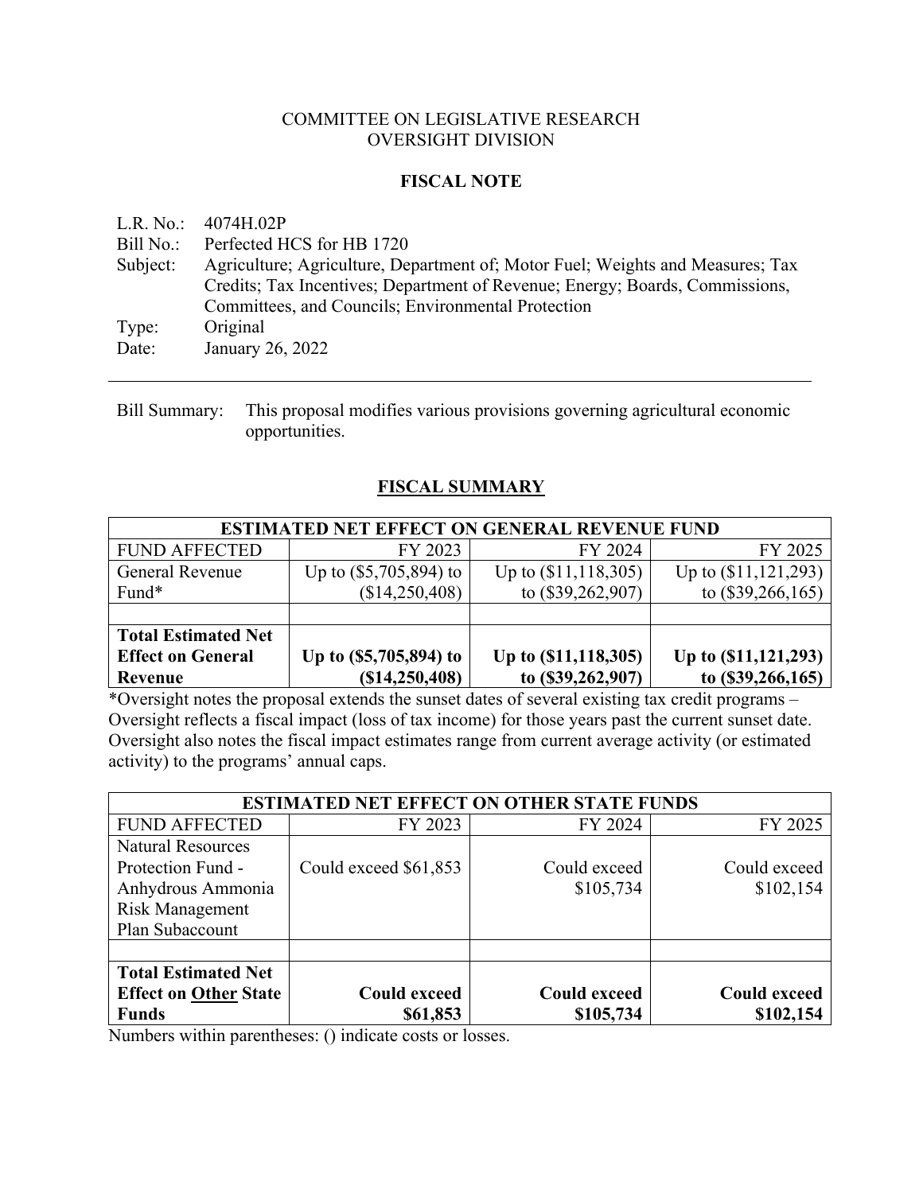COMMITTEE ON LEGISLATIVE RESEARCH
OVERSIGHT DIVISION

## FISCAL NOTE

L.R. No.: 4074H.02P
Bill No.: Perfected HCS for HB 1720
Subject: Agriculture; Agriculture, Department of; Motor Fuel; Weights and Measures; Tax Credits; Tax Incentives; Department of Revenue; Energy; Boards, Commissions, Committees, and Councils; Environmental Protection
Type: Original
Date: January 26, 2022

---

Bill Summary: This proposal modifies various provisions governing agricultural economic opportunities.

## FISCAL SUMMARY

| ESTIMATED NET EFFECT ON GENERAL REVENUE FUND | | | |
|---|---|---|---|
| FUND AFFECTED | FY 2023 | FY 2024 | FY 2025 |
| General Revenue Fund* | Up to ($5,705,894) to ($14,250,408) | Up to ($11,118,305) to ($39,262,907) | Up to ($11,121,293) to ($39,266,165) |
| | | | |
| **Total Estimated Net Effect on General Revenue** | **Up to ($5,705,894) to ($14,250,408)** | **Up to ($11,118,305) to ($39,262,907)** | **Up to ($11,121,293) to ($39,266,165)** |

*Oversight notes the proposal extends the sunset dates of several existing tax credit programs – Oversight reflects a fiscal impact (loss of tax income) for those years past the current sunset date. Oversight also notes the fiscal impact estimates range from current average activity (or estimated activity) to the programs' annual caps.

| ESTIMATED NET EFFECT ON OTHER STATE FUNDS | | | |
|---|---|---|---|
| FUND AFFECTED | FY 2023 | FY 2024 | FY 2025 |
| Natural Resources Protection Fund - Anhydrous Ammonia Risk Management Plan Subaccount | Could exceed $61,853 | Could exceed $105,734 | Could exceed $102,154 |
| | | | |
| **Total Estimated Net Effect on Other State Funds** | **Could exceed $61,853** | **Could exceed $105,734** | **Could exceed $102,154** |

Numbers within parentheses: () indicate costs or losses.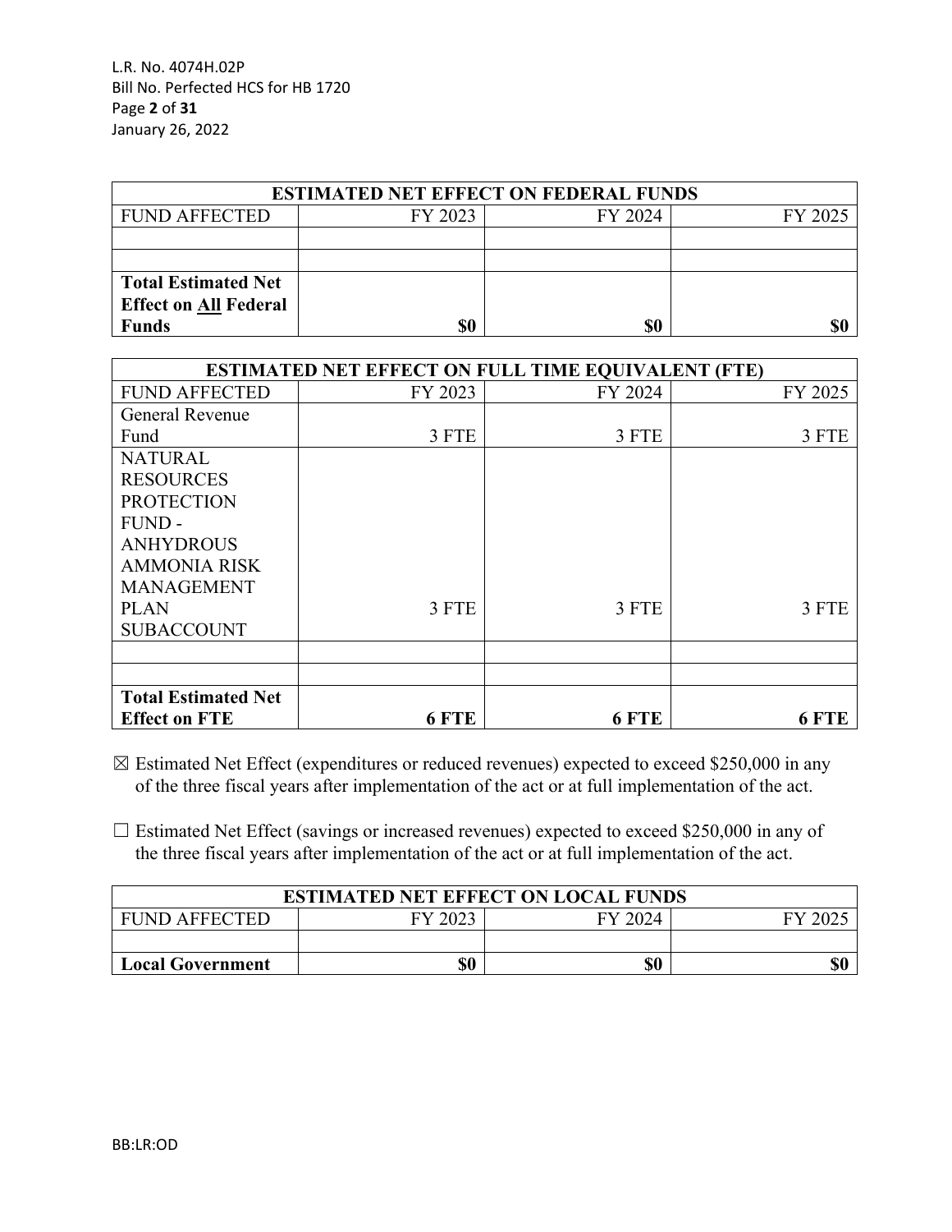| ESTIMATED NET EFFECT ON FEDERAL FUNDS | | | |
|---|---|---|---|
| FUND AFFECTED | FY 2023 | FY 2024 | FY 2025 |
| | | | |
| | | | |
| **Total Estimated Net Effect on All Federal Funds** | **$0** | **$0** | **$0** |

| ESTIMATED NET EFFECT ON FULL TIME EQUIVALENT (FTE) | | | |
|---|---|---|---|
| FUND AFFECTED | FY 2023 | FY 2024 | FY 2025 |
| General Revenue Fund | 3 FTE | 3 FTE | 3 FTE |
| NATURAL RESOURCES PROTECTION FUND - ANHYDROUS AMMONIA RISK MANAGEMENT PLAN SUBACCOUNT | 3 FTE | 3 FTE | 3 FTE |
| | | | |
| | | | |
| **Total Estimated Net Effect on FTE** | **6 FTE** | **6 FTE** | **6 FTE** |

☒ Estimated Net Effect (expenditures or reduced revenues) expected to exceed $250,000 in any of the three fiscal years after implementation of the act or at full implementation of the act.

☐ Estimated Net Effect (savings or increased revenues) expected to exceed $250,000 in any of the three fiscal years after implementation of the act or at full implementation of the act.

| ESTIMATED NET EFFECT ON LOCAL FUNDS | | | |
|---|---|---|---|
| FUND AFFECTED | FY 2023 | FY 2024 | FY 2025 |
| | | | |
| **Local Government** | **$0** | **$0** | **$0** |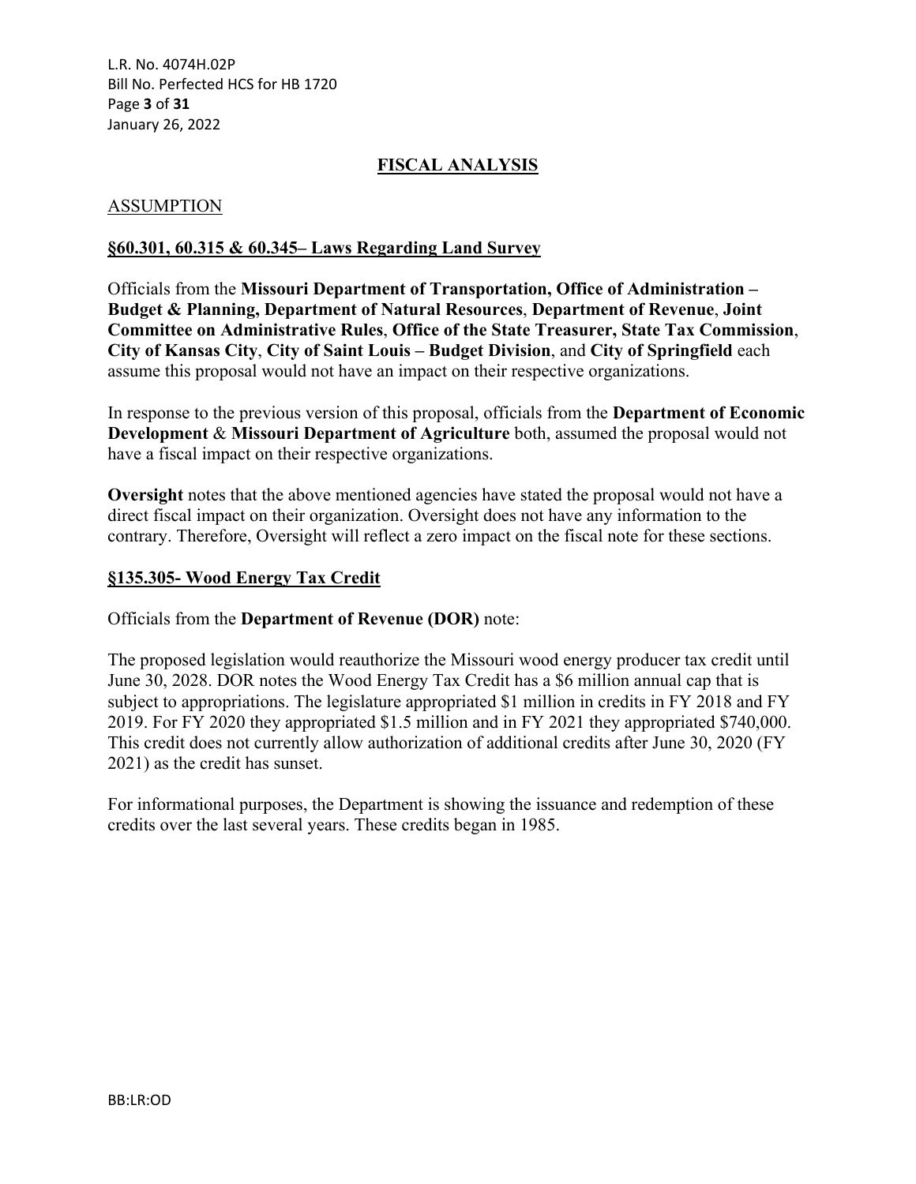## FISCAL ANALYSIS

### ASSUMPTION

### §60.301, 60.315 & 60.345– Laws Regarding Land Survey

Officials from the **Missouri Department of Transportation, Office of Administration – Budget & Planning, Department of Natural Resources**, **Department of Revenue**, **Joint Committee on Administrative Rules**, **Office of the State Treasurer, State Tax Commission**, **City of Kansas City**, **City of Saint Louis – Budget Division**, and **City of Springfield** each assume this proposal would not have an impact on their respective organizations.

In response to the previous version of this proposal, officials from the **Department of Economic Development** & **Missouri Department of Agriculture** both, assumed the proposal would not have a fiscal impact on their respective organizations.

**Oversight** notes that the above mentioned agencies have stated the proposal would not have a direct fiscal impact on their organization. Oversight does not have any information to the contrary. Therefore, Oversight will reflect a zero impact on the fiscal note for these sections.

### §135.305- Wood Energy Tax Credit

Officials from the **Department of Revenue (DOR)** note:

The proposed legislation would reauthorize the Missouri wood energy producer tax credit until June 30, 2028. DOR notes the Wood Energy Tax Credit has a $6 million annual cap that is subject to appropriations. The legislature appropriated $1 million in credits in FY 2018 and FY 2019. For FY 2020 they appropriated $1.5 million and in FY 2021 they appropriated $740,000. This credit does not currently allow authorization of additional credits after June 30, 2020 (FY 2021) as the credit has sunset.

For informational purposes, the Department is showing the issuance and redemption of these credits over the last several years. These credits began in 1985.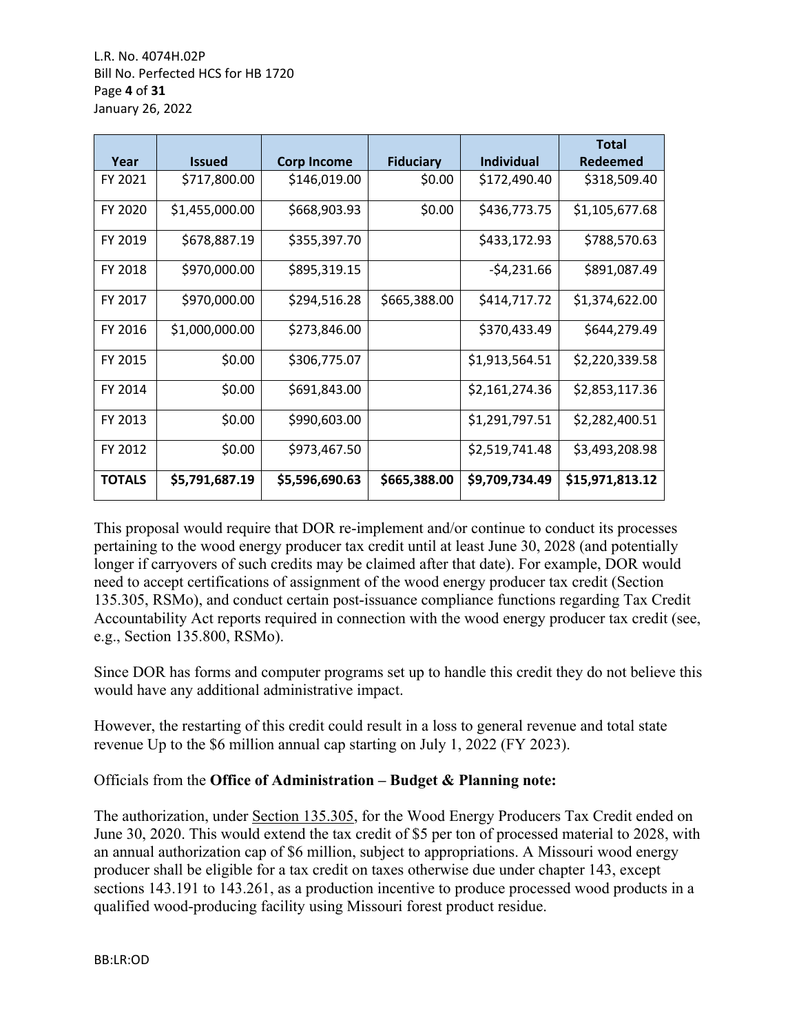| Year | Issued | Corp Income | Fiduciary | Individual | Total Redeemed |
|---|---|---|---|---|---|
| FY 2021 | $717,800.00 | $146,019.00 | $0.00 | $172,490.40 | $318,509.40 |
| FY 2020 | $1,455,000.00 | $668,903.93 | $0.00 | $436,773.75 | $1,105,677.68 |
| FY 2019 | $678,887.19 | $355,397.70 | | $433,172.93 | $788,570.63 |
| FY 2018 | $970,000.00 | $895,319.15 | | -$4,231.66 | $891,087.49 |
| FY 2017 | $970,000.00 | $294,516.28 | $665,388.00 | $414,717.72 | $1,374,622.00 |
| FY 2016 | $1,000,000.00 | $273,846.00 | | $370,433.49 | $644,279.49 |
| FY 2015 | $0.00 | $306,775.07 | | $1,913,564.51 | $2,220,339.58 |
| FY 2014 | $0.00 | $691,843.00 | | $2,161,274.36 | $2,853,117.36 |
| FY 2013 | $0.00 | $990,603.00 | | $1,291,797.51 | $2,282,400.51 |
| FY 2012 | $0.00 | $973,467.50 | | $2,519,741.48 | $3,493,208.98 |
| **TOTALS** | **$5,791,687.19** | **$5,596,690.63** | **$665,388.00** | **$9,709,734.49** | **$15,971,813.12** |

This proposal would require that DOR re-implement and/or continue to conduct its processes pertaining to the wood energy producer tax credit until at least June 30, 2028 (and potentially longer if carryovers of such credits may be claimed after that date). For example, DOR would need to accept certifications of assignment of the wood energy producer tax credit (Section 135.305, RSMo), and conduct certain post-issuance compliance functions regarding Tax Credit Accountability Act reports required in connection with the wood energy producer tax credit (see, e.g., Section 135.800, RSMo).

Since DOR has forms and computer programs set up to handle this credit they do not believe this would have any additional administrative impact.

However, the restarting of this credit could result in a loss to general revenue and total state revenue Up to the $6 million annual cap starting on July 1, 2022 (FY 2023).

Officials from the **Office of Administration – Budget & Planning note:**

The authorization, under Section 135.305, for the Wood Energy Producers Tax Credit ended on June 30, 2020. This would extend the tax credit of $5 per ton of processed material to 2028, with an annual authorization cap of $6 million, subject to appropriations. A Missouri wood energy producer shall be eligible for a tax credit on taxes otherwise due under chapter 143, except sections 143.191 to 143.261, as a production incentive to produce processed wood products in a qualified wood-producing facility using Missouri forest product residue.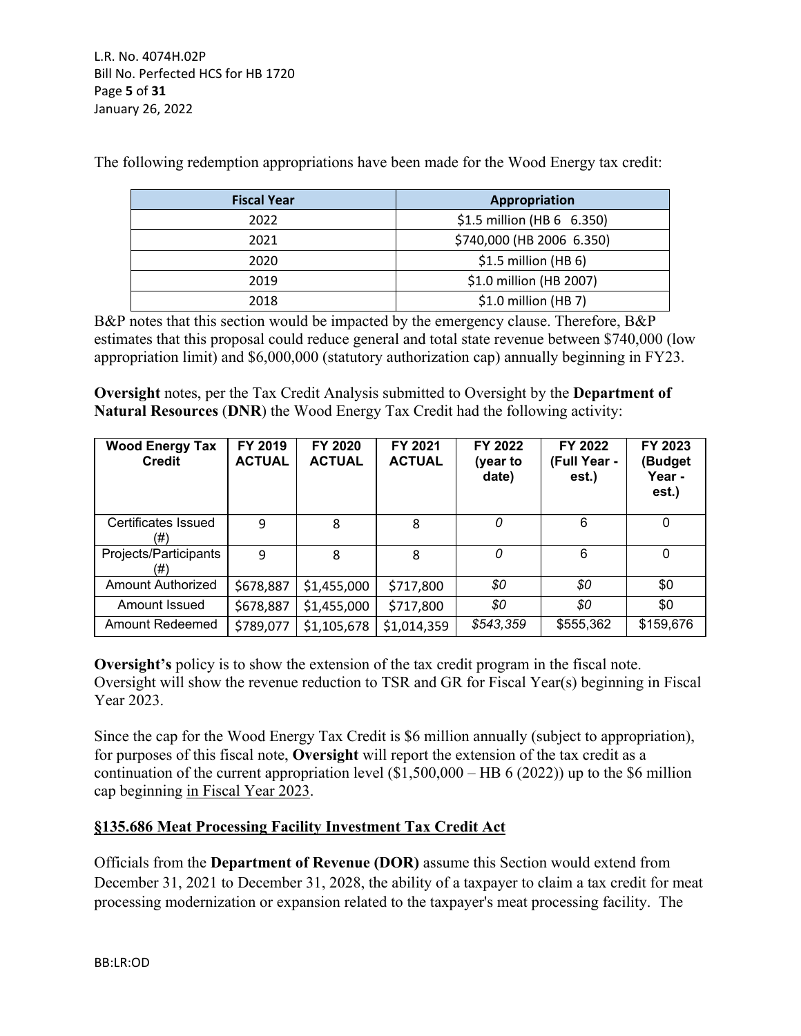The following redemption appropriations have been made for the Wood Energy tax credit:

| Fiscal Year | Appropriation |
|---|---|
| 2022 | $1.5 million (HB 6 6.350) |
| 2021 | $740,000 (HB 2006 6.350) |
| 2020 | $1.5 million (HB 6) |
| 2019 | $1.0 million (HB 2007) |
| 2018 | $1.0 million (HB 7) |

B&P notes that this section would be impacted by the emergency clause. Therefore, B&P estimates that this proposal could reduce general and total state revenue between $740,000 (low appropriation limit) and $6,000,000 (statutory authorization cap) annually beginning in FY23.

**Oversight** notes, per the Tax Credit Analysis submitted to Oversight by the **Department of Natural Resources** (**DNR**) the Wood Energy Tax Credit had the following activity:

| Wood Energy Tax Credit | FY 2019 ACTUAL | FY 2020 ACTUAL | FY 2021 ACTUAL | FY 2022 (year to date) | FY 2022 (Full Year - est.) | FY 2023 (Budget Year - est.) |
|---|---|---|---|---|---|---|
| Certificates Issued (#) | 9 | 8 | 8 | *0* | 6 | 0 |
| Projects/Participants (#) | 9 | 8 | 8 | *0* | 6 | 0 |
| Amount Authorized | $678,887 | $1,455,000 | $717,800 | *$0* | *$0* | $0 |
| Amount Issued | $678,887 | $1,455,000 | $717,800 | *$0* | *$0* | $0 |
| Amount Redeemed | $789,077 | $1,105,678 | $1,014,359 | *$543,359* | $555,362 | $159,676 |

**Oversight's** policy is to show the extension of the tax credit program in the fiscal note. Oversight will show the revenue reduction to TSR and GR for Fiscal Year(s) beginning in Fiscal Year 2023.

Since the cap for the Wood Energy Tax Credit is $6 million annually (subject to appropriation), for purposes of this fiscal note, **Oversight** will report the extension of the tax credit as a continuation of the current appropriation level ($1,500,000 – HB 6 (2022)) up to the $6 million cap beginning in Fiscal Year 2023.

## §135.686 Meat Processing Facility Investment Tax Credit Act

Officials from the **Department of Revenue (DOR)** assume this Section would extend from December 31, 2021 to December 31, 2028, the ability of a taxpayer to claim a tax credit for meat processing modernization or expansion related to the taxpayer's meat processing facility. The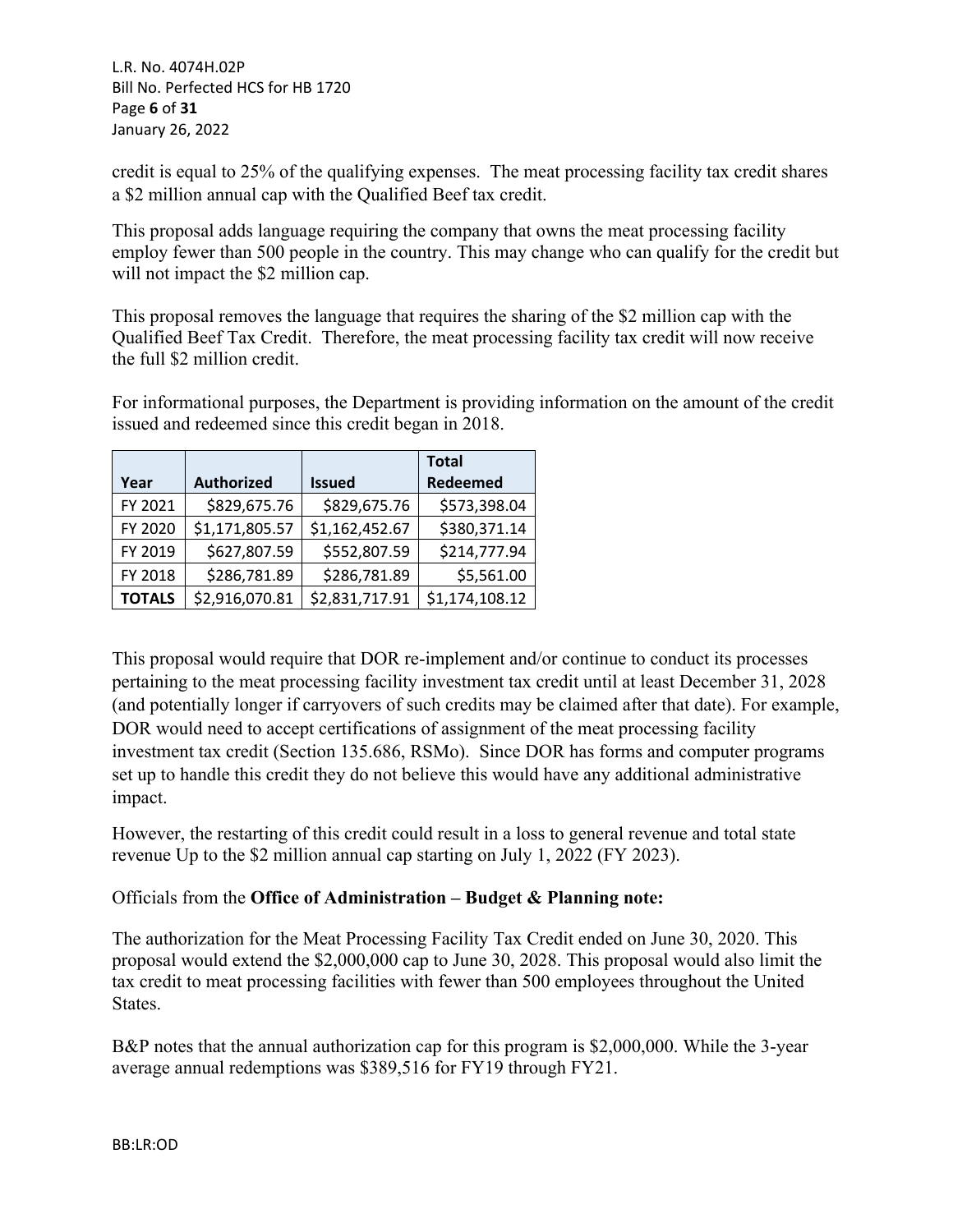credit is equal to 25% of the qualifying expenses. The meat processing facility tax credit shares a $2 million annual cap with the Qualified Beef tax credit.

This proposal adds language requiring the company that owns the meat processing facility employ fewer than 500 people in the country. This may change who can qualify for the credit but will not impact the $2 million cap.

This proposal removes the language that requires the sharing of the $2 million cap with the Qualified Beef Tax Credit. Therefore, the meat processing facility tax credit will now receive the full $2 million credit.

For informational purposes, the Department is providing information on the amount of the credit issued and redeemed since this credit began in 2018.

| Year | Authorized | Issued | Total Redeemed |
|---|---|---|---|
| FY 2021 | $829,675.76 | $829,675.76 | $573,398.04 |
| FY 2020 | $1,171,805.57 | $1,162,452.67 | $380,371.14 |
| FY 2019 | $627,807.59 | $552,807.59 | $214,777.94 |
| FY 2018 | $286,781.89 | $286,781.89 | $5,561.00 |
| **TOTALS** | $2,916,070.81 | $2,831,717.91 | $1,174,108.12 |

This proposal would require that DOR re-implement and/or continue to conduct its processes pertaining to the meat processing facility investment tax credit until at least December 31, 2028 (and potentially longer if carryovers of such credits may be claimed after that date). For example, DOR would need to accept certifications of assignment of the meat processing facility investment tax credit (Section 135.686, RSMo). Since DOR has forms and computer programs set up to handle this credit they do not believe this would have any additional administrative impact.

However, the restarting of this credit could result in a loss to general revenue and total state revenue Up to the $2 million annual cap starting on July 1, 2022 (FY 2023).

Officials from the **Office of Administration – Budget & Planning note:**

The authorization for the Meat Processing Facility Tax Credit ended on June 30, 2020. This proposal would extend the $2,000,000 cap to June 30, 2028. This proposal would also limit the tax credit to meat processing facilities with fewer than 500 employees throughout the United States.

B&P notes that the annual authorization cap for this program is $2,000,000. While the 3-year average annual redemptions was $389,516 for FY19 through FY21.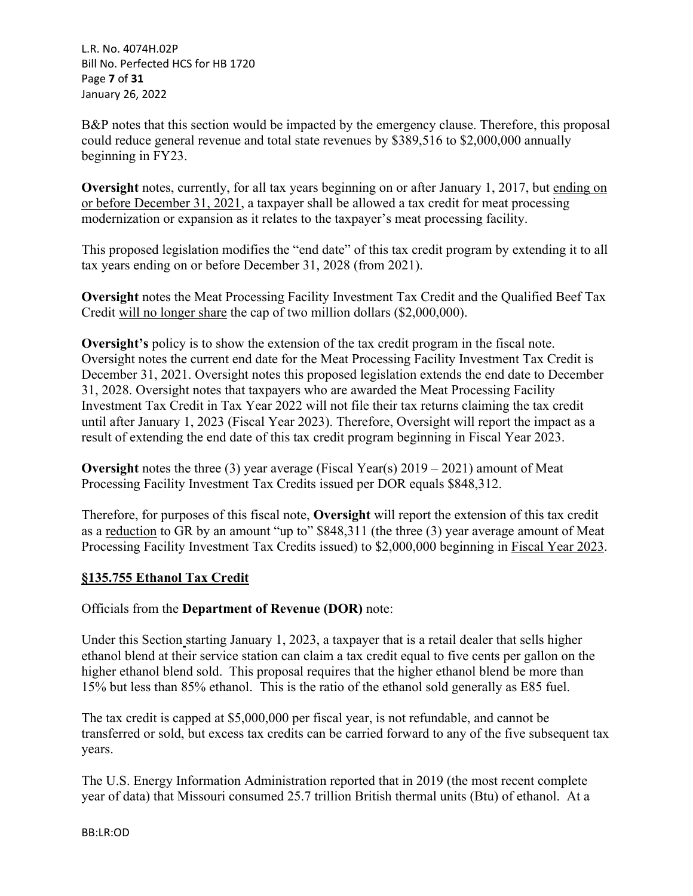B&P notes that this section would be impacted by the emergency clause. Therefore, this proposal could reduce general revenue and total state revenues by $389,516 to $2,000,000 annually beginning in FY23.

**Oversight** notes, currently, for all tax years beginning on or after January 1, 2017, but ending on or before December 31, 2021, a taxpayer shall be allowed a tax credit for meat processing modernization or expansion as it relates to the taxpayer's meat processing facility.

This proposed legislation modifies the "end date" of this tax credit program by extending it to all tax years ending on or before December 31, 2028 (from 2021).

**Oversight** notes the Meat Processing Facility Investment Tax Credit and the Qualified Beef Tax Credit will no longer share the cap of two million dollars ($2,000,000).

**Oversight's** policy is to show the extension of the tax credit program in the fiscal note. Oversight notes the current end date for the Meat Processing Facility Investment Tax Credit is December 31, 2021. Oversight notes this proposed legislation extends the end date to December 31, 2028. Oversight notes that taxpayers who are awarded the Meat Processing Facility Investment Tax Credit in Tax Year 2022 will not file their tax returns claiming the tax credit until after January 1, 2023 (Fiscal Year 2023). Therefore, Oversight will report the impact as a result of extending the end date of this tax credit program beginning in Fiscal Year 2023.

**Oversight** notes the three (3) year average (Fiscal Year(s) 2019 – 2021) amount of Meat Processing Facility Investment Tax Credits issued per DOR equals $848,312.

Therefore, for purposes of this fiscal note, **Oversight** will report the extension of this tax credit as a reduction to GR by an amount "up to" $848,311 (the three (3) year average amount of Meat Processing Facility Investment Tax Credits issued) to $2,000,000 beginning in Fiscal Year 2023.

**§135.755 Ethanol Tax Credit**

Officials from the **Department of Revenue (DOR)** note:

Under this Section starting January 1, 2023, a taxpayer that is a retail dealer that sells higher ethanol blend at their service station can claim a tax credit equal to five cents per gallon on the higher ethanol blend sold. This proposal requires that the higher ethanol blend be more than 15% but less than 85% ethanol. This is the ratio of the ethanol sold generally as E85 fuel.

The tax credit is capped at $5,000,000 per fiscal year, is not refundable, and cannot be transferred or sold, but excess tax credits can be carried forward to any of the five subsequent tax years.

The U.S. Energy Information Administration reported that in 2019 (the most recent complete year of data) that Missouri consumed 25.7 trillion British thermal units (Btu) of ethanol. At a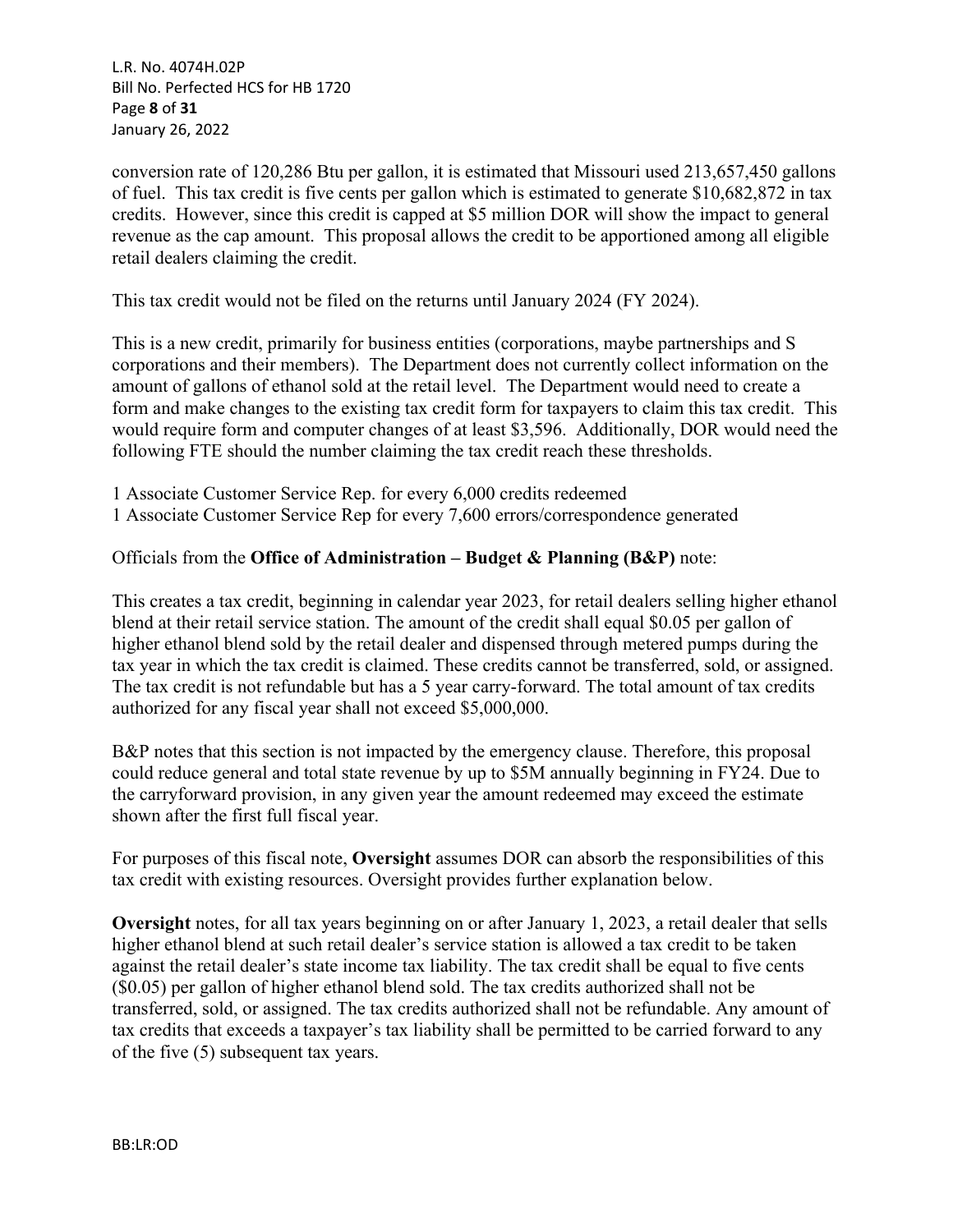conversion rate of 120,286 Btu per gallon, it is estimated that Missouri used 213,657,450 gallons of fuel. This tax credit is five cents per gallon which is estimated to generate $10,682,872 in tax credits. However, since this credit is capped at $5 million DOR will show the impact to general revenue as the cap amount. This proposal allows the credit to be apportioned among all eligible retail dealers claiming the credit.

This tax credit would not be filed on the returns until January 2024 (FY 2024).

This is a new credit, primarily for business entities (corporations, maybe partnerships and S corporations and their members). The Department does not currently collect information on the amount of gallons of ethanol sold at the retail level. The Department would need to create a form and make changes to the existing tax credit form for taxpayers to claim this tax credit. This would require form and computer changes of at least $3,596. Additionally, DOR would need the following FTE should the number claiming the tax credit reach these thresholds.

1 Associate Customer Service Rep. for every 6,000 credits redeemed
1 Associate Customer Service Rep for every 7,600 errors/correspondence generated

Officials from the **Office of Administration – Budget & Planning (B&P)** note:

This creates a tax credit, beginning in calendar year 2023, for retail dealers selling higher ethanol blend at their retail service station. The amount of the credit shall equal $0.05 per gallon of higher ethanol blend sold by the retail dealer and dispensed through metered pumps during the tax year in which the tax credit is claimed. These credits cannot be transferred, sold, or assigned. The tax credit is not refundable but has a 5 year carry-forward. The total amount of tax credits authorized for any fiscal year shall not exceed $5,000,000.

B&P notes that this section is not impacted by the emergency clause. Therefore, this proposal could reduce general and total state revenue by up to $5M annually beginning in FY24. Due to the carryforward provision, in any given year the amount redeemed may exceed the estimate shown after the first full fiscal year.

For purposes of this fiscal note, **Oversight** assumes DOR can absorb the responsibilities of this tax credit with existing resources. Oversight provides further explanation below.

**Oversight** notes, for all tax years beginning on or after January 1, 2023, a retail dealer that sells higher ethanol blend at such retail dealer's service station is allowed a tax credit to be taken against the retail dealer's state income tax liability. The tax credit shall be equal to five cents ($0.05) per gallon of higher ethanol blend sold. The tax credits authorized shall not be transferred, sold, or assigned. The tax credits authorized shall not be refundable. Any amount of tax credits that exceeds a taxpayer's tax liability shall be permitted to be carried forward to any of the five (5) subsequent tax years.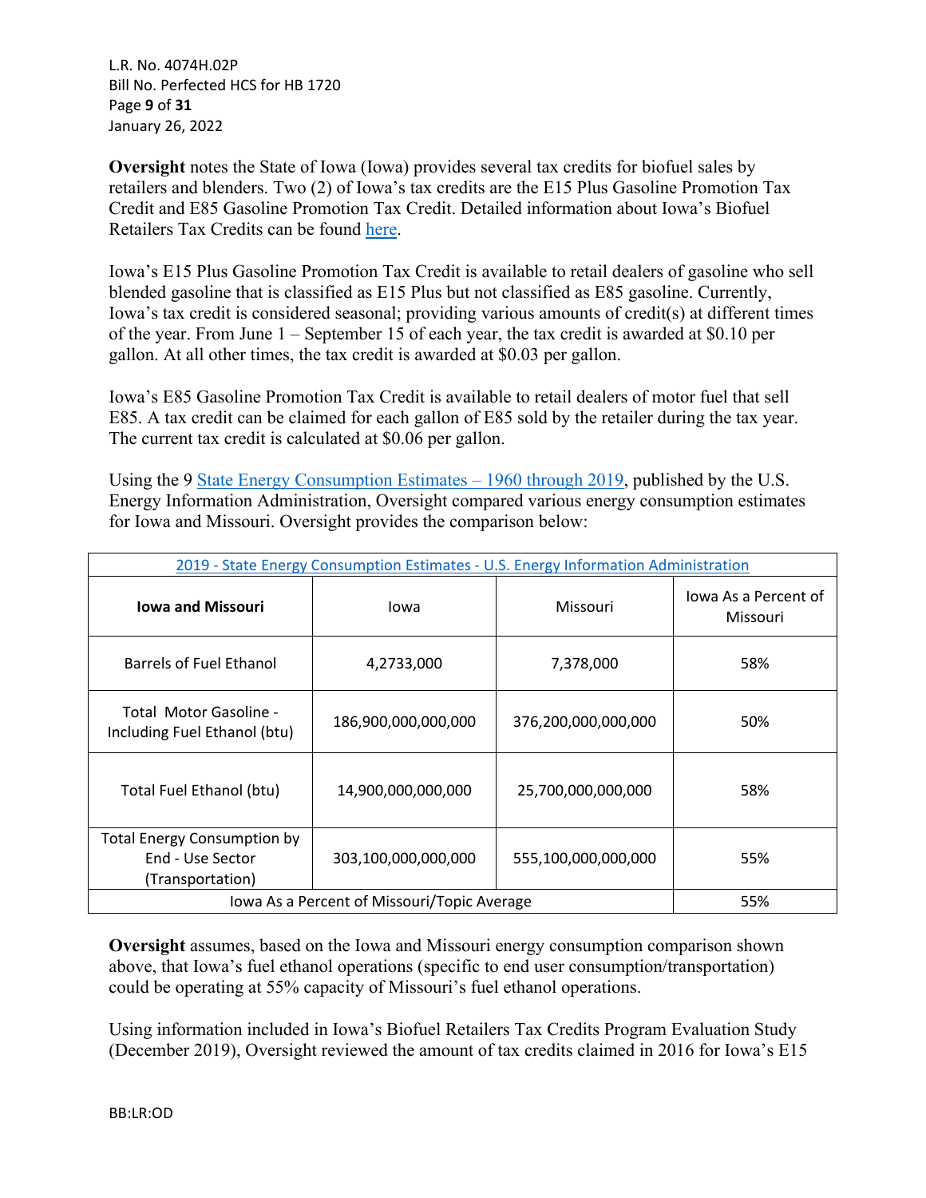**Oversight** notes the State of Iowa (Iowa) provides several tax credits for biofuel sales by retailers and blenders. Two (2) of Iowa's tax credits are the E15 Plus Gasoline Promotion Tax Credit and E85 Gasoline Promotion Tax Credit. Detailed information about Iowa's Biofuel Retailers Tax Credits can be found here.

Iowa's E15 Plus Gasoline Promotion Tax Credit is available to retail dealers of gasoline who sell blended gasoline that is classified as E15 Plus but not classified as E85 gasoline. Currently, Iowa's tax credit is considered seasonal; providing various amounts of credit(s) at different times of the year. From June 1 – September 15 of each year, the tax credit is awarded at $0.10 per gallon. At all other times, the tax credit is awarded at $0.03 per gallon.

Iowa's E85 Gasoline Promotion Tax Credit is available to retail dealers of motor fuel that sell E85. A tax credit can be claimed for each gallon of E85 sold by the retailer during the tax year. The current tax credit is calculated at $0.06 per gallon.

Using the 9 State Energy Consumption Estimates – 1960 through 2019, published by the U.S. Energy Information Administration, Oversight compared various energy consumption estimates for Iowa and Missouri. Oversight provides the comparison below:

| 2019 - State Energy Consumption Estimates - U.S. Energy Information Administration | | | |
|---|---|---|---|
| **Iowa and Missouri** | Iowa | Missouri | Iowa As a Percent of Missouri |
| Barrels of Fuel Ethanol | 4,2733,000 | 7,378,000 | 58% |
| Total Motor Gasoline - Including Fuel Ethanol (btu) | 186,900,000,000,000 | 376,200,000,000,000 | 50% |
| Total Fuel Ethanol (btu) | 14,900,000,000,000 | 25,700,000,000,000 | 58% |
| Total Energy Consumption by End - Use Sector (Transportation) | 303,100,000,000,000 | 555,100,000,000,000 | 55% |
| Iowa As a Percent of Missouri/Topic Average | | | 55% |

**Oversight** assumes, based on the Iowa and Missouri energy consumption comparison shown above, that Iowa's fuel ethanol operations (specific to end user consumption/transportation) could be operating at 55% capacity of Missouri's fuel ethanol operations.

Using information included in Iowa's Biofuel Retailers Tax Credits Program Evaluation Study (December 2019), Oversight reviewed the amount of tax credits claimed in 2016 for Iowa's E15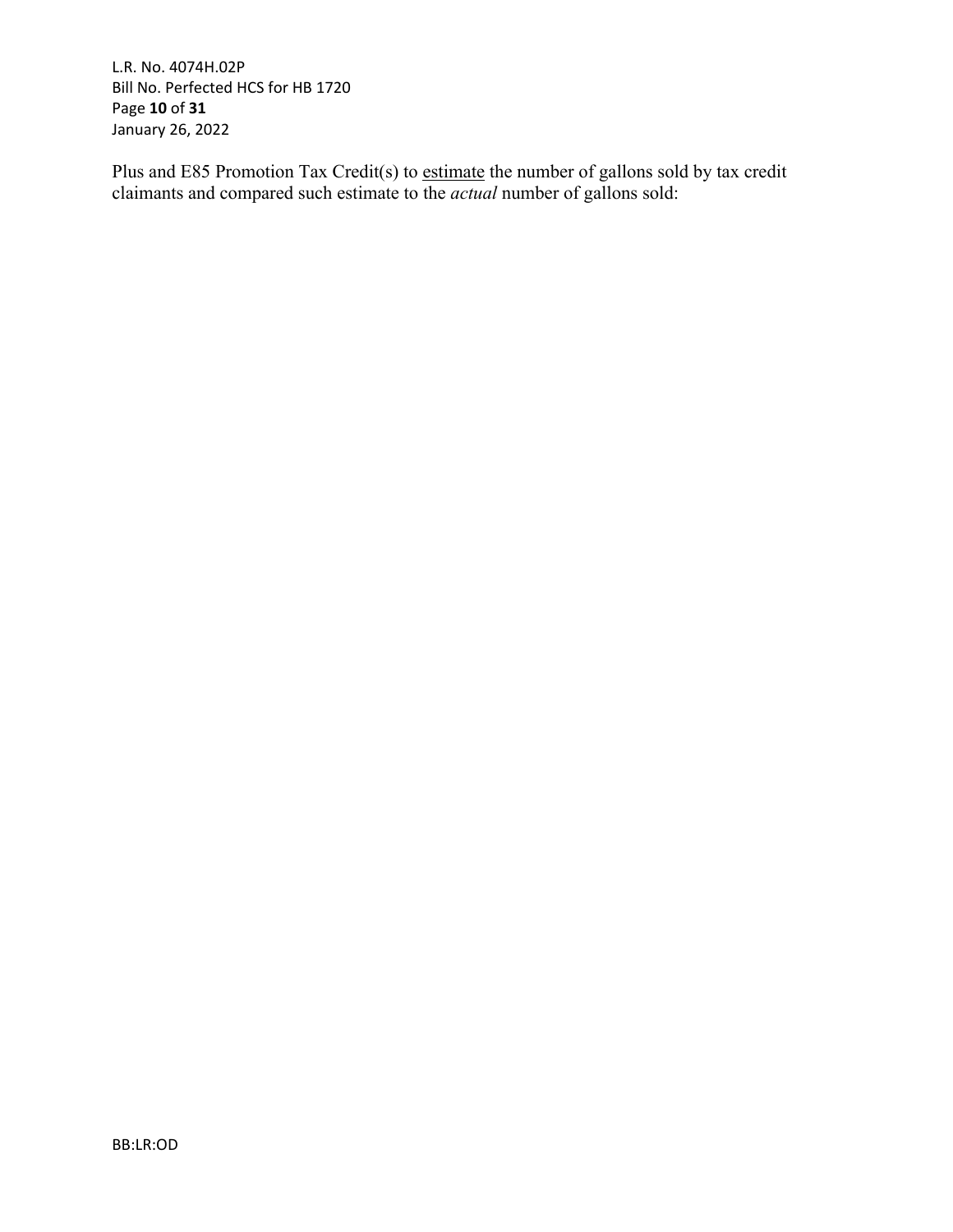Plus and E85 Promotion Tax Credit(s) to estimate the number of gallons sold by tax credit claimants and compared such estimate to the *actual* number of gallons sold: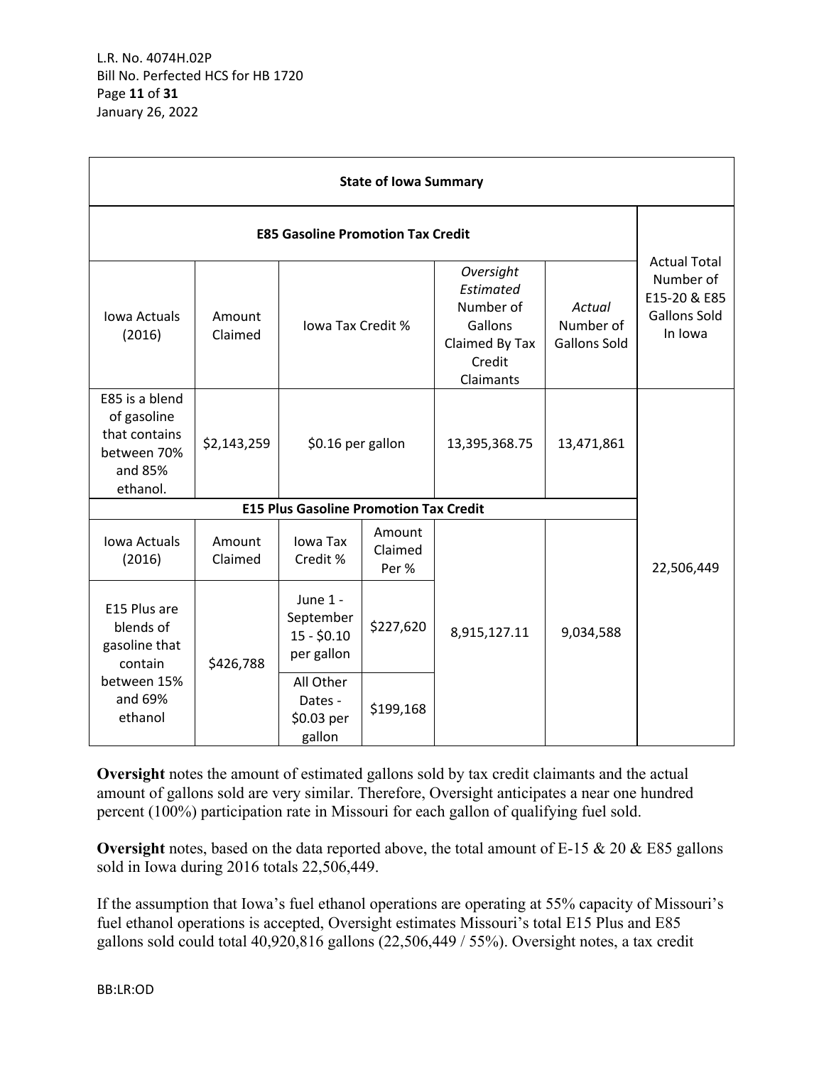| State of Iowa Summary | | | | | | |
|---|---|---|---|---|---|---|
| **E85 Gasoline Promotion Tax Credit** | | | | | | Actual Total Number of E15-20 & E85 Gallons Sold In Iowa |
| Iowa Actuals (2016) | Amount Claimed | Iowa Tax Credit % | | *Oversight Estimated* Number of Gallons Claimed By Tax Credit Claimants | *Actual* Number of Gallons Sold | |
| E85 is a blend of gasoline that contains between 70% and 85% ethanol. | $2,143,259 | $0.16 per gallon | | 13,395,368.75 | 13,471,861 | 22,506,449 |
| **E15 Plus Gasoline Promotion Tax Credit** | | | | | | |
| Iowa Actuals (2016) | Amount Claimed | Iowa Tax Credit % | Amount Claimed Per % | | | |
| E15 Plus are blends of gasoline that contain between 15% and 69% ethanol | $426,788 | June 1 - September 15 - $0.10 per gallon | $227,620 | 8,915,127.11 | 9,034,588 | |
| | | All Other Dates - $0.03 per gallon | $199,168 | | | |

**Oversight** notes the amount of estimated gallons sold by tax credit claimants and the actual amount of gallons sold are very similar. Therefore, Oversight anticipates a near one hundred percent (100%) participation rate in Missouri for each gallon of qualifying fuel sold.

**Oversight** notes, based on the data reported above, the total amount of E-15 & 20 & E85 gallons sold in Iowa during 2016 totals 22,506,449.

If the assumption that Iowa's fuel ethanol operations are operating at 55% capacity of Missouri's fuel ethanol operations is accepted, Oversight estimates Missouri's total E15 Plus and E85 gallons sold could total 40,920,816 gallons (22,506,449 / 55%). Oversight notes, a tax credit

BB:LR:OD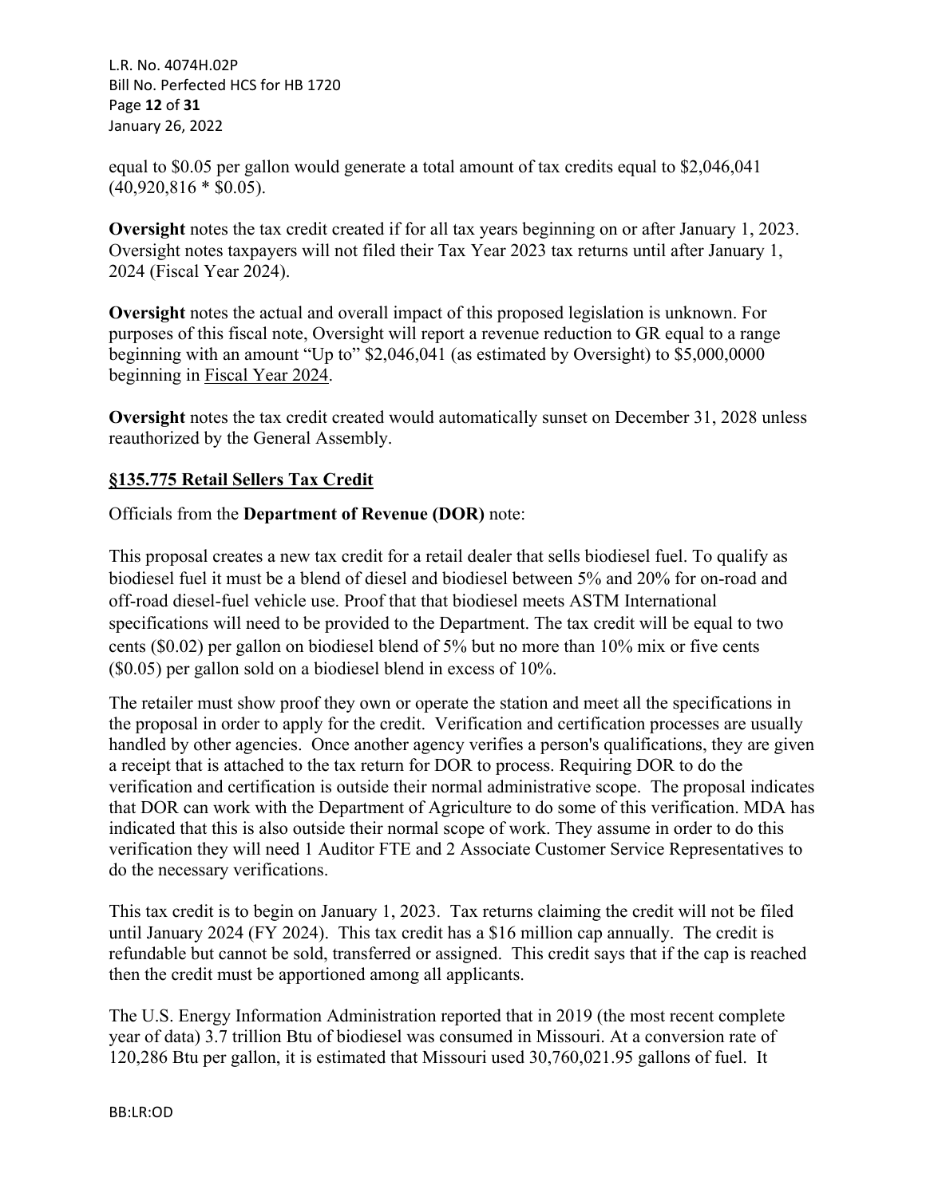equal to \$0.05 per gallon would generate a total amount of tax credits equal to \$2,046,041 (40,920,816 * \$0.05).

**Oversight** notes the tax credit created if for all tax years beginning on or after January 1, 2023. Oversight notes taxpayers will not filed their Tax Year 2023 tax returns until after January 1, 2024 (Fiscal Year 2024).

**Oversight** notes the actual and overall impact of this proposed legislation is unknown. For purposes of this fiscal note, Oversight will report a revenue reduction to GR equal to a range beginning with an amount "Up to" \$2,046,041 (as estimated by Oversight) to \$5,000,0000 beginning in Fiscal Year 2024.

**Oversight** notes the tax credit created would automatically sunset on December 31, 2028 unless reauthorized by the General Assembly.

**§135.775 Retail Sellers Tax Credit**

Officials from the **Department of Revenue (DOR)** note:

This proposal creates a new tax credit for a retail dealer that sells biodiesel fuel. To qualify as biodiesel fuel it must be a blend of diesel and biodiesel between 5% and 20% for on-road and off-road diesel-fuel vehicle use. Proof that that biodiesel meets ASTM International specifications will need to be provided to the Department. The tax credit will be equal to two cents (\$0.02) per gallon on biodiesel blend of 5% but no more than 10% mix or five cents (\$0.05) per gallon sold on a biodiesel blend in excess of 10%.

The retailer must show proof they own or operate the station and meet all the specifications in the proposal in order to apply for the credit. Verification and certification processes are usually handled by other agencies. Once another agency verifies a person's qualifications, they are given a receipt that is attached to the tax return for DOR to process. Requiring DOR to do the verification and certification is outside their normal administrative scope. The proposal indicates that DOR can work with the Department of Agriculture to do some of this verification. MDA has indicated that this is also outside their normal scope of work. They assume in order to do this verification they will need 1 Auditor FTE and 2 Associate Customer Service Representatives to do the necessary verifications.

This tax credit is to begin on January 1, 2023. Tax returns claiming the credit will not be filed until January 2024 (FY 2024). This tax credit has a \$16 million cap annually. The credit is refundable but cannot be sold, transferred or assigned. This credit says that if the cap is reached then the credit must be apportioned among all applicants.

The U.S. Energy Information Administration reported that in 2019 (the most recent complete year of data) 3.7 trillion Btu of biodiesel was consumed in Missouri. At a conversion rate of 120,286 Btu per gallon, it is estimated that Missouri used 30,760,021.95 gallons of fuel. It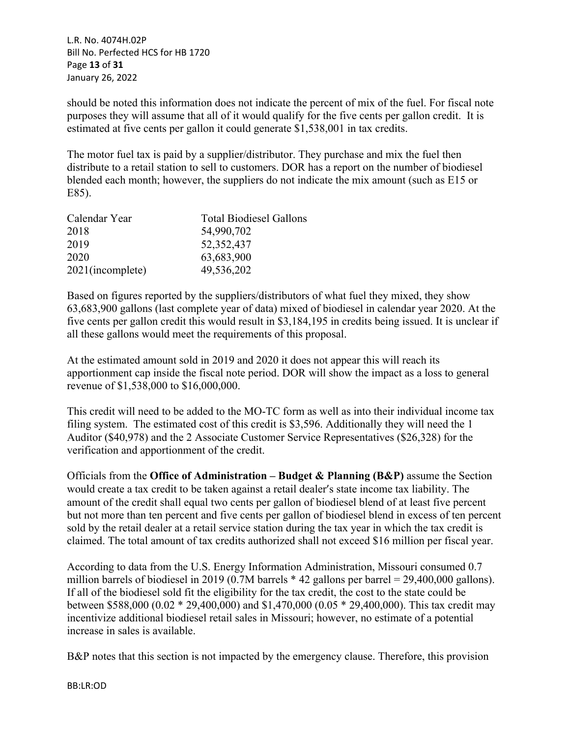should be noted this information does not indicate the percent of mix of the fuel. For fiscal note purposes they will assume that all of it would qualify for the five cents per gallon credit. It is estimated at five cents per gallon it could generate $1,538,001 in tax credits.

The motor fuel tax is paid by a supplier/distributor. They purchase and mix the fuel then distribute to a retail station to sell to customers. DOR has a report on the number of biodiesel blended each month; however, the suppliers do not indicate the mix amount (such as E15 or E85).

| Calendar Year | Total Biodiesel Gallons |
|---|---|
| 2018 | 54,990,702 |
| 2019 | 52,352,437 |
| 2020 | 63,683,900 |
| 2021(incomplete) | 49,536,202 |

Based on figures reported by the suppliers/distributors of what fuel they mixed, they show 63,683,900 gallons (last complete year of data) mixed of biodiesel in calendar year 2020. At the five cents per gallon credit this would result in $3,184,195 in credits being issued. It is unclear if all these gallons would meet the requirements of this proposal.

At the estimated amount sold in 2019 and 2020 it does not appear this will reach its apportionment cap inside the fiscal note period. DOR will show the impact as a loss to general revenue of $1,538,000 to $16,000,000.

This credit will need to be added to the MO-TC form as well as into their individual income tax filing system. The estimated cost of this credit is $3,596. Additionally they will need the 1 Auditor ($40,978) and the 2 Associate Customer Service Representatives ($26,328) for the verification and apportionment of the credit.

Officials from the **Office of Administration – Budget & Planning (B&P)** assume the Section would create a tax credit to be taken against a retail dealer's state income tax liability. The amount of the credit shall equal two cents per gallon of biodiesel blend of at least five percent but not more than ten percent and five cents per gallon of biodiesel blend in excess of ten percent sold by the retail dealer at a retail service station during the tax year in which the tax credit is claimed. The total amount of tax credits authorized shall not exceed $16 million per fiscal year.

According to data from the U.S. Energy Information Administration, Missouri consumed 0.7 million barrels of biodiesel in 2019 (0.7M barrels * 42 gallons per barrel = 29,400,000 gallons). If all of the biodiesel sold fit the eligibility for the tax credit, the cost to the state could be between $588,000 (0.02 * 29,400,000) and $1,470,000 (0.05 * 29,400,000). This tax credit may incentivize additional biodiesel retail sales in Missouri; however, no estimate of a potential increase in sales is available.

B&P notes that this section is not impacted by the emergency clause. Therefore, this provision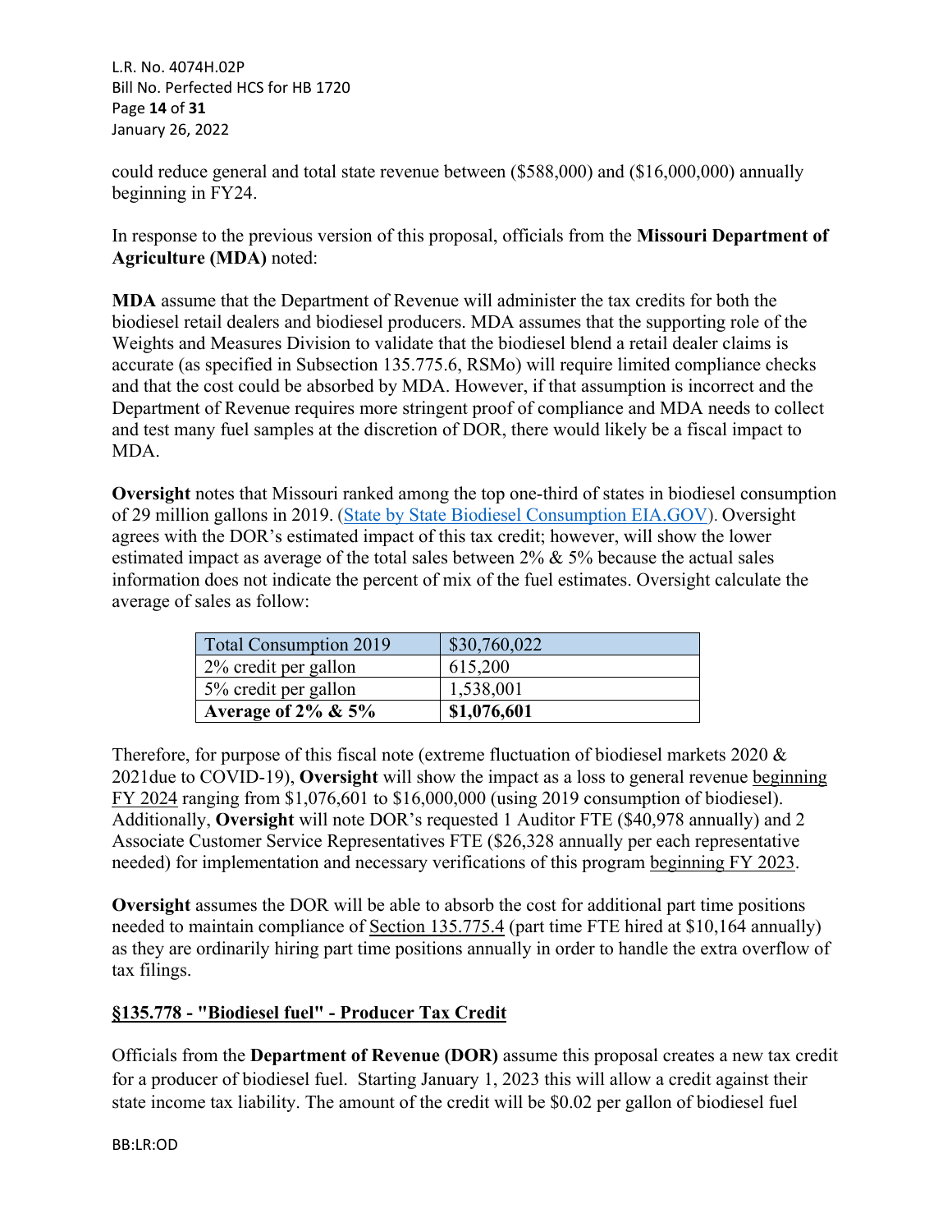could reduce general and total state revenue between ($588,000) and ($16,000,000) annually beginning in FY24.

In response to the previous version of this proposal, officials from the **Missouri Department of Agriculture (MDA)** noted:

**MDA** assume that the Department of Revenue will administer the tax credits for both the biodiesel retail dealers and biodiesel producers. MDA assumes that the supporting role of the Weights and Measures Division to validate that the biodiesel blend a retail dealer claims is accurate (as specified in Subsection 135.775.6, RSMo) will require limited compliance checks and that the cost could be absorbed by MDA. However, if that assumption is incorrect and the Department of Revenue requires more stringent proof of compliance and MDA needs to collect and test many fuel samples at the discretion of DOR, there would likely be a fiscal impact to MDA.

**Oversight** notes that Missouri ranked among the top one-third of states in biodiesel consumption of 29 million gallons in 2019. (State by State Biodiesel Consumption EIA.GOV). Oversight agrees with the DOR's estimated impact of this tax credit; however, will show the lower estimated impact as average of the total sales between 2% & 5% because the actual sales information does not indicate the percent of mix of the fuel estimates. Oversight calculate the average of sales as follow:

| Total Consumption 2019 | $30,760,022 |
|---|---|
| 2% credit per gallon | 615,200 |
| 5% credit per gallon | 1,538,001 |
| **Average of 2% & 5%** | **$1,076,601** |

Therefore, for purpose of this fiscal note (extreme fluctuation of biodiesel markets 2020 & 2021due to COVID-19), **Oversight** will show the impact as a loss to general revenue beginning FY 2024 ranging from $1,076,601 to $16,000,000 (using 2019 consumption of biodiesel). Additionally, **Oversight** will note DOR's requested 1 Auditor FTE ($40,978 annually) and 2 Associate Customer Service Representatives FTE ($26,328 annually per each representative needed) for implementation and necessary verifications of this program beginning FY 2023.

**Oversight** assumes the DOR will be able to absorb the cost for additional part time positions needed to maintain compliance of Section 135.775.4 (part time FTE hired at $10,164 annually) as they are ordinarily hiring part time positions annually in order to handle the extra overflow of tax filings.

## §135.778 - "Biodiesel fuel" - Producer Tax Credit

Officials from the **Department of Revenue (DOR)** assume this proposal creates a new tax credit for a producer of biodiesel fuel. Starting January 1, 2023 this will allow a credit against their state income tax liability. The amount of the credit will be $0.02 per gallon of biodiesel fuel

BB:LR:OD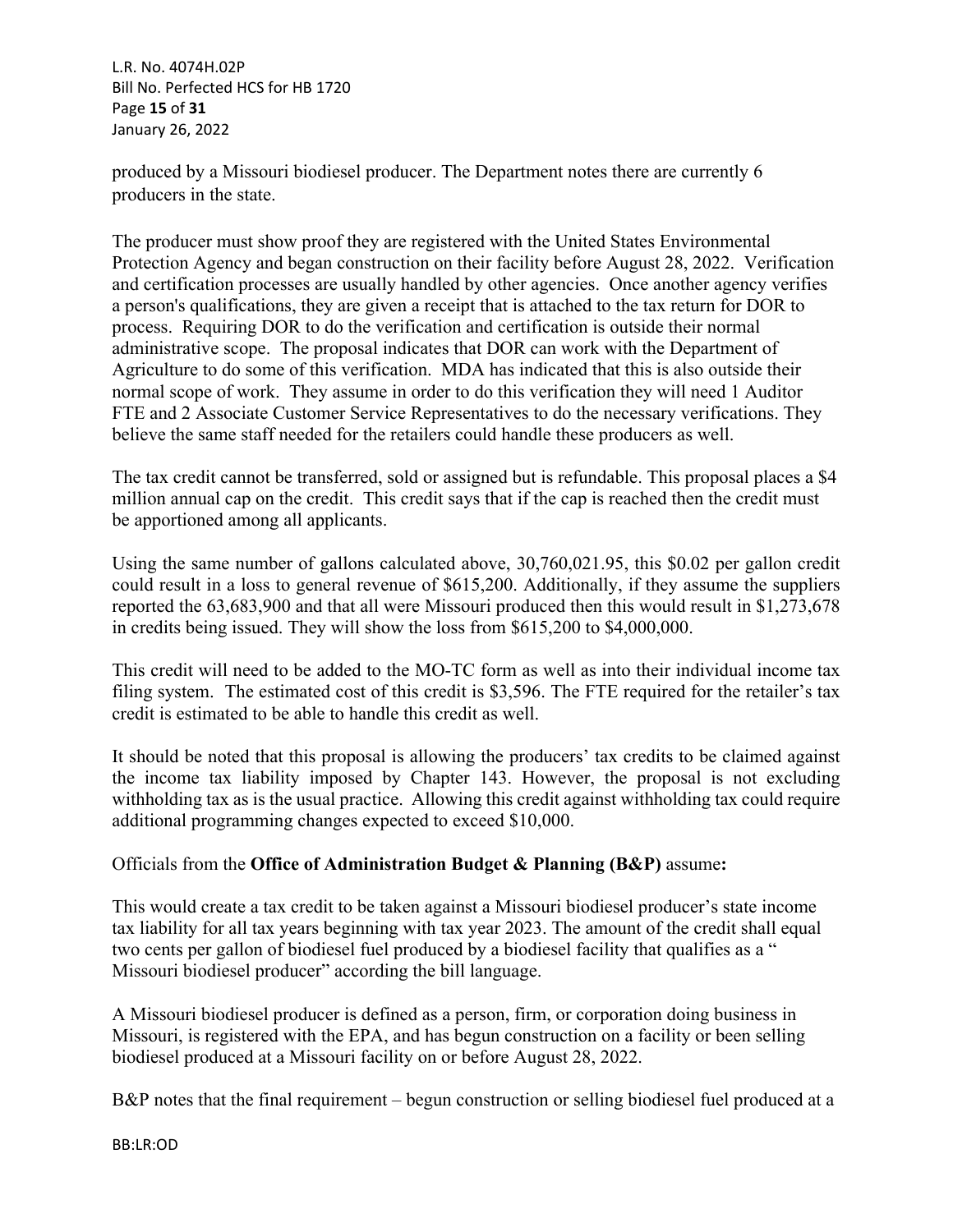produced by a Missouri biodiesel producer. The Department notes there are currently 6 producers in the state.

The producer must show proof they are registered with the United States Environmental Protection Agency and began construction on their facility before August 28, 2022. Verification and certification processes are usually handled by other agencies. Once another agency verifies a person's qualifications, they are given a receipt that is attached to the tax return for DOR to process. Requiring DOR to do the verification and certification is outside their normal administrative scope. The proposal indicates that DOR can work with the Department of Agriculture to do some of this verification. MDA has indicated that this is also outside their normal scope of work. They assume in order to do this verification they will need 1 Auditor FTE and 2 Associate Customer Service Representatives to do the necessary verifications. They believe the same staff needed for the retailers could handle these producers as well.

The tax credit cannot be transferred, sold or assigned but is refundable. This proposal places a $4 million annual cap on the credit. This credit says that if the cap is reached then the credit must be apportioned among all applicants.

Using the same number of gallons calculated above, 30,760,021.95, this $0.02 per gallon credit could result in a loss to general revenue of $615,200. Additionally, if they assume the suppliers reported the 63,683,900 and that all were Missouri produced then this would result in $1,273,678 in credits being issued. They will show the loss from $615,200 to $4,000,000.

This credit will need to be added to the MO-TC form as well as into their individual income tax filing system. The estimated cost of this credit is $3,596. The FTE required for the retailer's tax credit is estimated to be able to handle this credit as well.

It should be noted that this proposal is allowing the producers' tax credits to be claimed against the income tax liability imposed by Chapter 143. However, the proposal is not excluding withholding tax as is the usual practice. Allowing this credit against withholding tax could require additional programming changes expected to exceed $10,000.

Officials from the **Office of Administration Budget & Planning (B&P)** assume**:**

This would create a tax credit to be taken against a Missouri biodiesel producer's state income tax liability for all tax years beginning with tax year 2023. The amount of the credit shall equal two cents per gallon of biodiesel fuel produced by a biodiesel facility that qualifies as a " Missouri biodiesel producer" according the bill language.

A Missouri biodiesel producer is defined as a person, firm, or corporation doing business in Missouri, is registered with the EPA, and has begun construction on a facility or been selling biodiesel produced at a Missouri facility on or before August 28, 2022.

B&P notes that the final requirement – begun construction or selling biodiesel fuel produced at a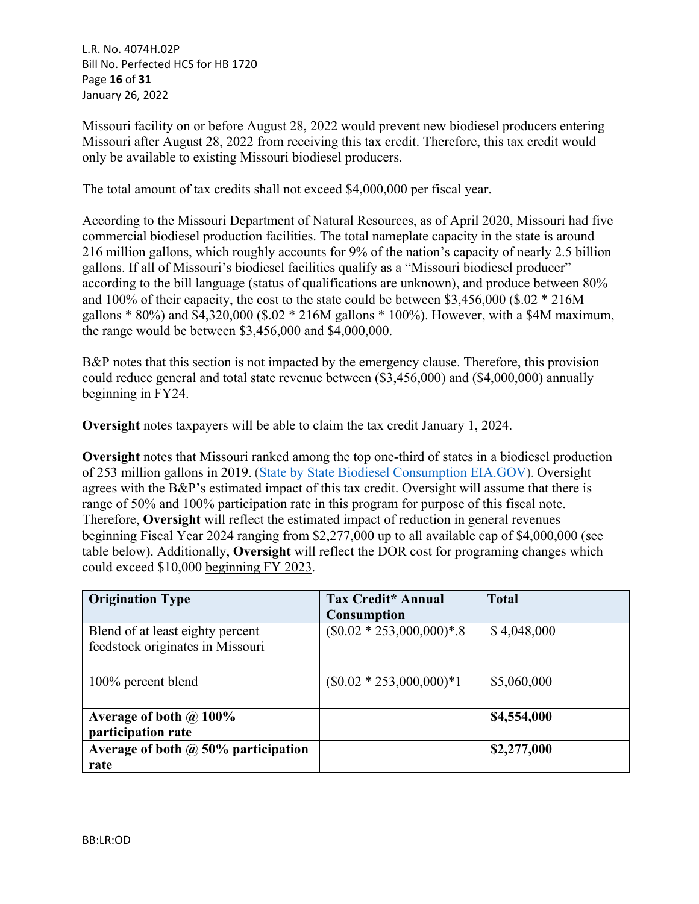Missouri facility on or before August 28, 2022 would prevent new biodiesel producers entering Missouri after August 28, 2022 from receiving this tax credit. Therefore, this tax credit would only be available to existing Missouri biodiesel producers.

The total amount of tax credits shall not exceed $4,000,000 per fiscal year.

According to the Missouri Department of Natural Resources, as of April 2020, Missouri had five commercial biodiesel production facilities. The total nameplate capacity in the state is around 216 million gallons, which roughly accounts for 9% of the nation's capacity of nearly 2.5 billion gallons. If all of Missouri's biodiesel facilities qualify as a "Missouri biodiesel producer" according to the bill language (status of qualifications are unknown), and produce between 80% and 100% of their capacity, the cost to the state could be between $3,456,000 ($.02 * 216M gallons * 80%) and $4,320,000 ($.02 * 216M gallons * 100%). However, with a $4M maximum, the range would be between $3,456,000 and $4,000,000.

B&P notes that this section is not impacted by the emergency clause. Therefore, this provision could reduce general and total state revenue between ($3,456,000) and ($4,000,000) annually beginning in FY24.

**Oversight** notes taxpayers will be able to claim the tax credit January 1, 2024.

**Oversight** notes that Missouri ranked among the top one-third of states in a biodiesel production of 253 million gallons in 2019. ([State by State Biodiesel Consumption EIA.GOV](State by State Biodiesel Consumption EIA.GOV)). Oversight agrees with the B&P's estimated impact of this tax credit. Oversight will assume that there is range of 50% and 100% participation rate in this program for purpose of this fiscal note. Therefore, **Oversight** will reflect the estimated impact of reduction in general revenues beginning Fiscal Year 2024 ranging from $2,277,000 up to all available cap of $4,000,000 (see table below). Additionally, **Oversight** will reflect the DOR cost for programing changes which could exceed $10,000 beginning FY 2023.

| **Origination Type** | **Tax Credit* Annual Consumption** | **Total** |
|---|---|---|
| Blend of at least eighty percent feedstock originates in Missouri | ($0.02 * 253,000,000)*.8 | $ 4,048,000 |
| | | |
| 100% percent blend | ($0.02 * 253,000,000)*1 | $5,060,000 |
| | | |
| **Average of both @ 100% participation rate** | | **$4,554,000** |
| **Average of both @ 50% participation rate** | | **$2,277,000** |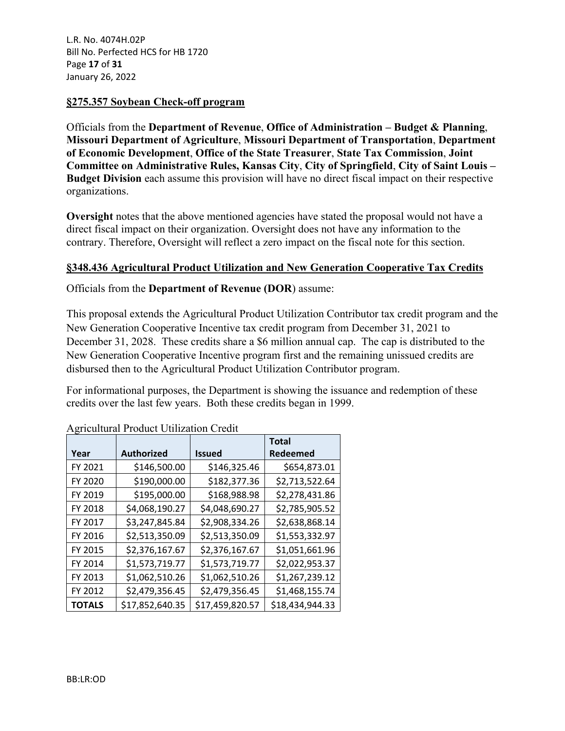**§275.357 Soybean Check-off program**

Officials from the **Department of Revenue**, **Office of Administration – Budget & Planning**, **Missouri Department of Agriculture**, **Missouri Department of Transportation**, **Department of Economic Development**, **Office of the State Treasurer**, **State Tax Commission**, **Joint Committee on Administrative Rules, Kansas City**, **City of Springfield**, **City of Saint Louis – Budget Division** each assume this provision will have no direct fiscal impact on their respective organizations.

**Oversight** notes that the above mentioned agencies have stated the proposal would not have a direct fiscal impact on their organization. Oversight does not have any information to the contrary. Therefore, Oversight will reflect a zero impact on the fiscal note for this section.

**§348.436 Agricultural Product Utilization and New Generation Cooperative Tax Credits**

Officials from the **Department of Revenue (DOR**) assume:

This proposal extends the Agricultural Product Utilization Contributor tax credit program and the New Generation Cooperative Incentive tax credit program from December 31, 2021 to December 31, 2028. These credits share a $6 million annual cap. The cap is distributed to the New Generation Cooperative Incentive program first and the remaining unissued credits are disbursed then to the Agricultural Product Utilization Contributor program.

For informational purposes, the Department is showing the issuance and redemption of these credits over the last few years. Both these credits began in 1999.

Agricultural Product Utilization Credit

| Year | Authorized | Issued | Total Redeemed |
|---|---|---|---|
| FY 2021 | $146,500.00 | $146,325.46 | $654,873.01 |
| FY 2020 | $190,000.00 | $182,377.36 | $2,713,522.64 |
| FY 2019 | $195,000.00 | $168,988.98 | $2,278,431.86 |
| FY 2018 | $4,068,190.27 | $4,048,690.27 | $2,785,905.52 |
| FY 2017 | $3,247,845.84 | $2,908,334.26 | $2,638,868.14 |
| FY 2016 | $2,513,350.09 | $2,513,350.09 | $1,553,332.97 |
| FY 2015 | $2,376,167.67 | $2,376,167.67 | $1,051,661.96 |
| FY 2014 | $1,573,719.77 | $1,573,719.77 | $2,022,953.37 |
| FY 2013 | $1,062,510.26 | $1,062,510.26 | $1,267,239.12 |
| FY 2012 | $2,479,356.45 | $2,479,356.45 | $1,468,155.74 |
| **TOTALS** | $17,852,640.35 | $17,459,820.57 | $18,434,944.33 |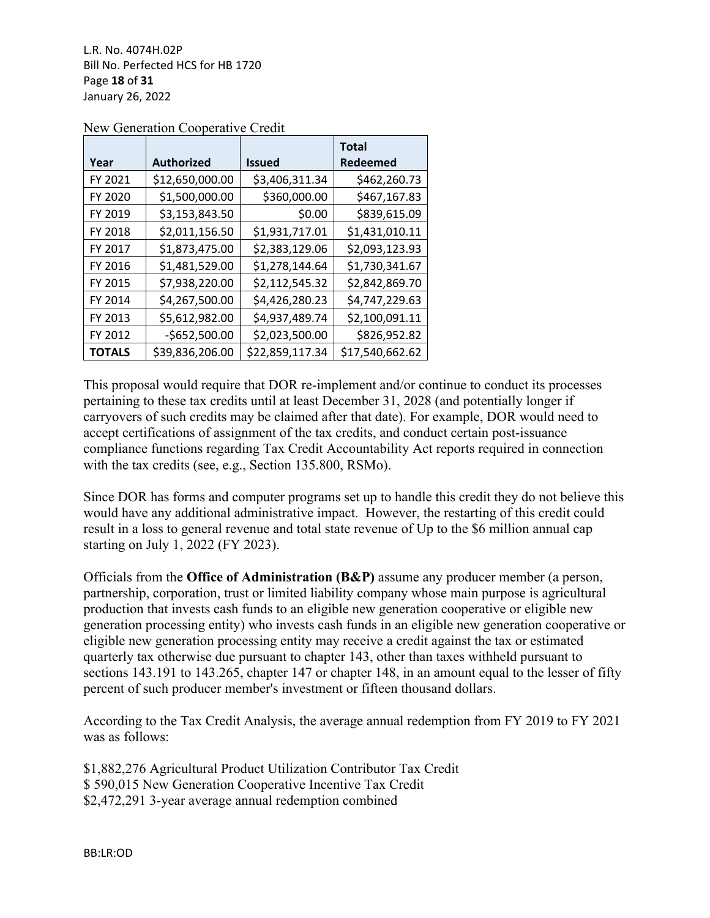New Generation Cooperative Credit

| Year | Authorized | Issued | Total Redeemed |
|---|---|---|---|
| FY 2021 | $12,650,000.00 | $3,406,311.34 | $462,260.73 |
| FY 2020 | $1,500,000.00 | $360,000.00 | $467,167.83 |
| FY 2019 | $3,153,843.50 | $0.00 | $839,615.09 |
| FY 2018 | $2,011,156.50 | $1,931,717.01 | $1,431,010.11 |
| FY 2017 | $1,873,475.00 | $2,383,129.06 | $2,093,123.93 |
| FY 2016 | $1,481,529.00 | $1,278,144.64 | $1,730,341.67 |
| FY 2015 | $7,938,220.00 | $2,112,545.32 | $2,842,869.70 |
| FY 2014 | $4,267,500.00 | $4,426,280.23 | $4,747,229.63 |
| FY 2013 | $5,612,982.00 | $4,937,489.74 | $2,100,091.11 |
| FY 2012 | -$652,500.00 | $2,023,500.00 | $826,952.82 |
| **TOTALS** | $39,836,206.00 | $22,859,117.34 | $17,540,662.62 |

This proposal would require that DOR re-implement and/or continue to conduct its processes pertaining to these tax credits until at least December 31, 2028 (and potentially longer if carryovers of such credits may be claimed after that date). For example, DOR would need to accept certifications of assignment of the tax credits, and conduct certain post-issuance compliance functions regarding Tax Credit Accountability Act reports required in connection with the tax credits (see, e.g., Section 135.800, RSMo).

Since DOR has forms and computer programs set up to handle this credit they do not believe this would have any additional administrative impact. However, the restarting of this credit could result in a loss to general revenue and total state revenue of Up to the $6 million annual cap starting on July 1, 2022 (FY 2023).

Officials from the **Office of Administration (B&P)** assume any producer member (a person, partnership, corporation, trust or limited liability company whose main purpose is agricultural production that invests cash funds to an eligible new generation cooperative or eligible new generation processing entity) who invests cash funds in an eligible new generation cooperative or eligible new generation processing entity may receive a credit against the tax or estimated quarterly tax otherwise due pursuant to chapter 143, other than taxes withheld pursuant to sections 143.191 to 143.265, chapter 147 or chapter 148, in an amount equal to the lesser of fifty percent of such producer member's investment or fifteen thousand dollars.

According to the Tax Credit Analysis, the average annual redemption from FY 2019 to FY 2021 was as follows:

$1,882,276 Agricultural Product Utilization Contributor Tax Credit
$ 590,015 New Generation Cooperative Incentive Tax Credit
$2,472,291 3-year average annual redemption combined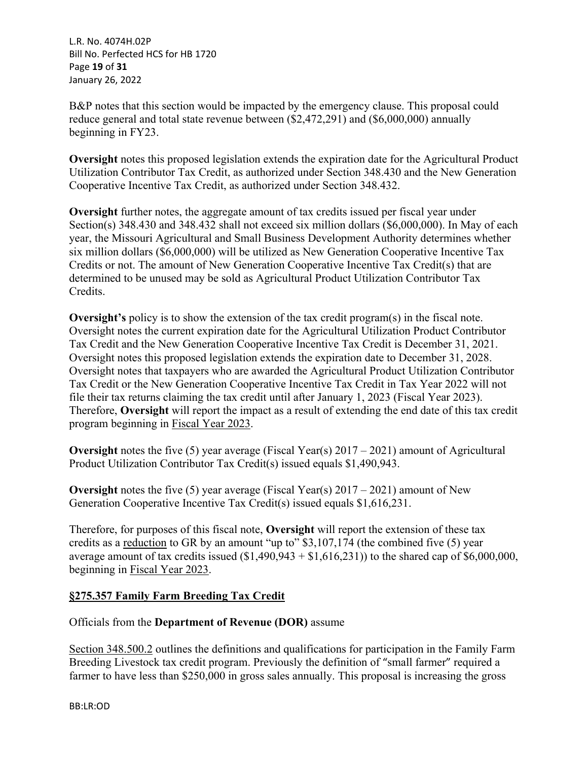B&P notes that this section would be impacted by the emergency clause. This proposal could reduce general and total state revenue between ($2,472,291) and ($6,000,000) annually beginning in FY23.

**Oversight** notes this proposed legislation extends the expiration date for the Agricultural Product Utilization Contributor Tax Credit, as authorized under Section 348.430 and the New Generation Cooperative Incentive Tax Credit, as authorized under Section 348.432.

**Oversight** further notes, the aggregate amount of tax credits issued per fiscal year under Section(s) 348.430 and 348.432 shall not exceed six million dollars ($6,000,000). In May of each year, the Missouri Agricultural and Small Business Development Authority determines whether six million dollars ($6,000,000) will be utilized as New Generation Cooperative Incentive Tax Credits or not. The amount of New Generation Cooperative Incentive Tax Credit(s) that are determined to be unused may be sold as Agricultural Product Utilization Contributor Tax Credits.

**Oversight's** policy is to show the extension of the tax credit program(s) in the fiscal note. Oversight notes the current expiration date for the Agricultural Utilization Product Contributor Tax Credit and the New Generation Cooperative Incentive Tax Credit is December 31, 2021. Oversight notes this proposed legislation extends the expiration date to December 31, 2028. Oversight notes that taxpayers who are awarded the Agricultural Product Utilization Contributor Tax Credit or the New Generation Cooperative Incentive Tax Credit in Tax Year 2022 will not file their tax returns claiming the tax credit until after January 1, 2023 (Fiscal Year 2023). Therefore, **Oversight** will report the impact as a result of extending the end date of this tax credit program beginning in Fiscal Year 2023.

**Oversight** notes the five (5) year average (Fiscal Year(s) 2017 – 2021) amount of Agricultural Product Utilization Contributor Tax Credit(s) issued equals $1,490,943.

**Oversight** notes the five (5) year average (Fiscal Year(s) 2017 – 2021) amount of New Generation Cooperative Incentive Tax Credit(s) issued equals $1,616,231.

Therefore, for purposes of this fiscal note, **Oversight** will report the extension of these tax credits as a reduction to GR by an amount "up to" $3,107,174 (the combined five (5) year average amount of tax credits issued ($1,490,943 + $1,616,231)) to the shared cap of $6,000,000, beginning in Fiscal Year 2023.

## §275.357 Family Farm Breeding Tax Credit

Officials from the **Department of Revenue (DOR)** assume

Section 348.500.2 outlines the definitions and qualifications for participation in the Family Farm Breeding Livestock tax credit program. Previously the definition of "small farmer" required a farmer to have less than $250,000 in gross sales annually. This proposal is increasing the gross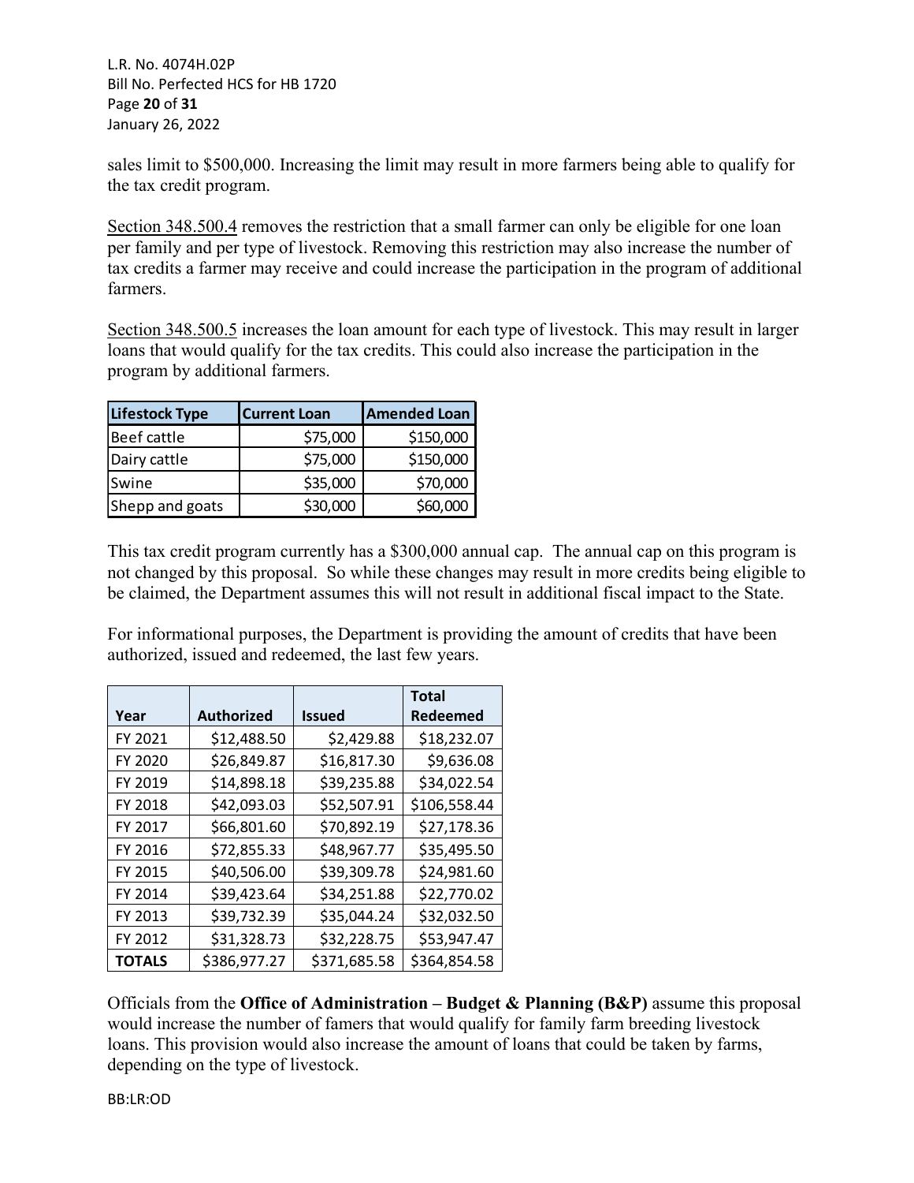sales limit to $500,000. Increasing the limit may result in more farmers being able to qualify for the tax credit program.

Section 348.500.4 removes the restriction that a small farmer can only be eligible for one loan per family and per type of livestock. Removing this restriction may also increase the number of tax credits a farmer may receive and could increase the participation in the program of additional farmers.

Section 348.500.5 increases the loan amount for each type of livestock. This may result in larger loans that would qualify for the tax credits. This could also increase the participation in the program by additional farmers.

| Lifestock Type | Current Loan | Amended Loan |
|---|---:|---:|
| Beef cattle | $75,000 | $150,000 |
| Dairy cattle | $75,000 | $150,000 |
| Swine | $35,000 | $70,000 |
| Shepp and goats | $30,000 | $60,000 |

This tax credit program currently has a $300,000 annual cap. The annual cap on this program is not changed by this proposal. So while these changes may result in more credits being eligible to be claimed, the Department assumes this will not result in additional fiscal impact to the State.

For informational purposes, the Department is providing the amount of credits that have been authorized, issued and redeemed, the last few years.

| Year | Authorized | Issued | Total Redeemed |
|---|---:|---:|---:|
| FY 2021 | $12,488.50 | $2,429.88 | $18,232.07 |
| FY 2020 | $26,849.87 | $16,817.30 | $9,636.08 |
| FY 2019 | $14,898.18 | $39,235.88 | $34,022.54 |
| FY 2018 | $42,093.03 | $52,507.91 | $106,558.44 |
| FY 2017 | $66,801.60 | $70,892.19 | $27,178.36 |
| FY 2016 | $72,855.33 | $48,967.77 | $35,495.50 |
| FY 2015 | $40,506.00 | $39,309.78 | $24,981.60 |
| FY 2014 | $39,423.64 | $34,251.88 | $22,770.02 |
| FY 2013 | $39,732.39 | $35,044.24 | $32,032.50 |
| FY 2012 | $31,328.73 | $32,228.75 | $53,947.47 |
| **TOTALS** | $386,977.27 | $371,685.58 | $364,854.58 |

Officials from the **Office of Administration – Budget & Planning (B&P)** assume this proposal would increase the number of famers that would qualify for family farm breeding livestock loans. This provision would also increase the amount of loans that could be taken by farms, depending on the type of livestock.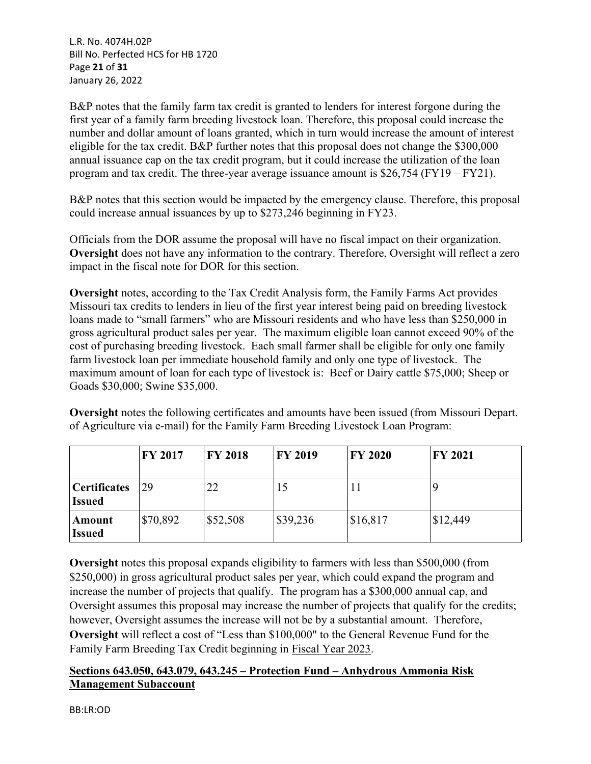B&P notes that the family farm tax credit is granted to lenders for interest forgone during the first year of a family farm breeding livestock loan. Therefore, this proposal could increase the number and dollar amount of loans granted, which in turn would increase the amount of interest eligible for the tax credit. B&P further notes that this proposal does not change the $300,000 annual issuance cap on the tax credit program, but it could increase the utilization of the loan program and tax credit. The three-year average issuance amount is $26,754 (FY19 – FY21).

B&P notes that this section would be impacted by the emergency clause. Therefore, this proposal could increase annual issuances by up to $273,246 beginning in FY23.

Officials from the DOR assume the proposal will have no fiscal impact on their organization. **Oversight** does not have any information to the contrary. Therefore, Oversight will reflect a zero impact in the fiscal note for DOR for this section.

**Oversight** notes, according to the Tax Credit Analysis form, the Family Farms Act provides Missouri tax credits to lenders in lieu of the first year interest being paid on breeding livestock loans made to "small farmers" who are Missouri residents and who have less than $250,000 in gross agricultural product sales per year. The maximum eligible loan cannot exceed 90% of the cost of purchasing breeding livestock. Each small farmer shall be eligible for only one family farm livestock loan per immediate household family and only one type of livestock. The maximum amount of loan for each type of livestock is: Beef or Dairy cattle $75,000; Sheep or Goads $30,000; Swine $35,000.

**Oversight** notes the following certificates and amounts have been issued (from Missouri Depart. of Agriculture via e-mail) for the Family Farm Breeding Livestock Loan Program:

| | **FY 2017** | **FY 2018** | **FY 2019** | **FY 2020** | **FY 2021** |
|---|---|---|---|---|---|
| **Certificates Issued** | 29 | 22 | 15 | 11 | 9 |
| **Amount Issued** | $70,892 | $52,508 | $39,236 | $16,817 | $12,449 |

**Oversight** notes this proposal expands eligibility to farmers with less than $500,000 (from $250,000) in gross agricultural product sales per year, which could expand the program and increase the number of projects that qualify. The program has a $300,000 annual cap, and Oversight assumes this proposal may increase the number of projects that qualify for the credits; however, Oversight assumes the increase will not be by a substantial amount. Therefore, **Oversight** will reflect a cost of "Less than $100,000" to the General Revenue Fund for the Family Farm Breeding Tax Credit beginning in Fiscal Year 2023.

**Sections 643.050, 643.079, 643.245 – Protection Fund – Anhydrous Ammonia Risk Management Subaccount**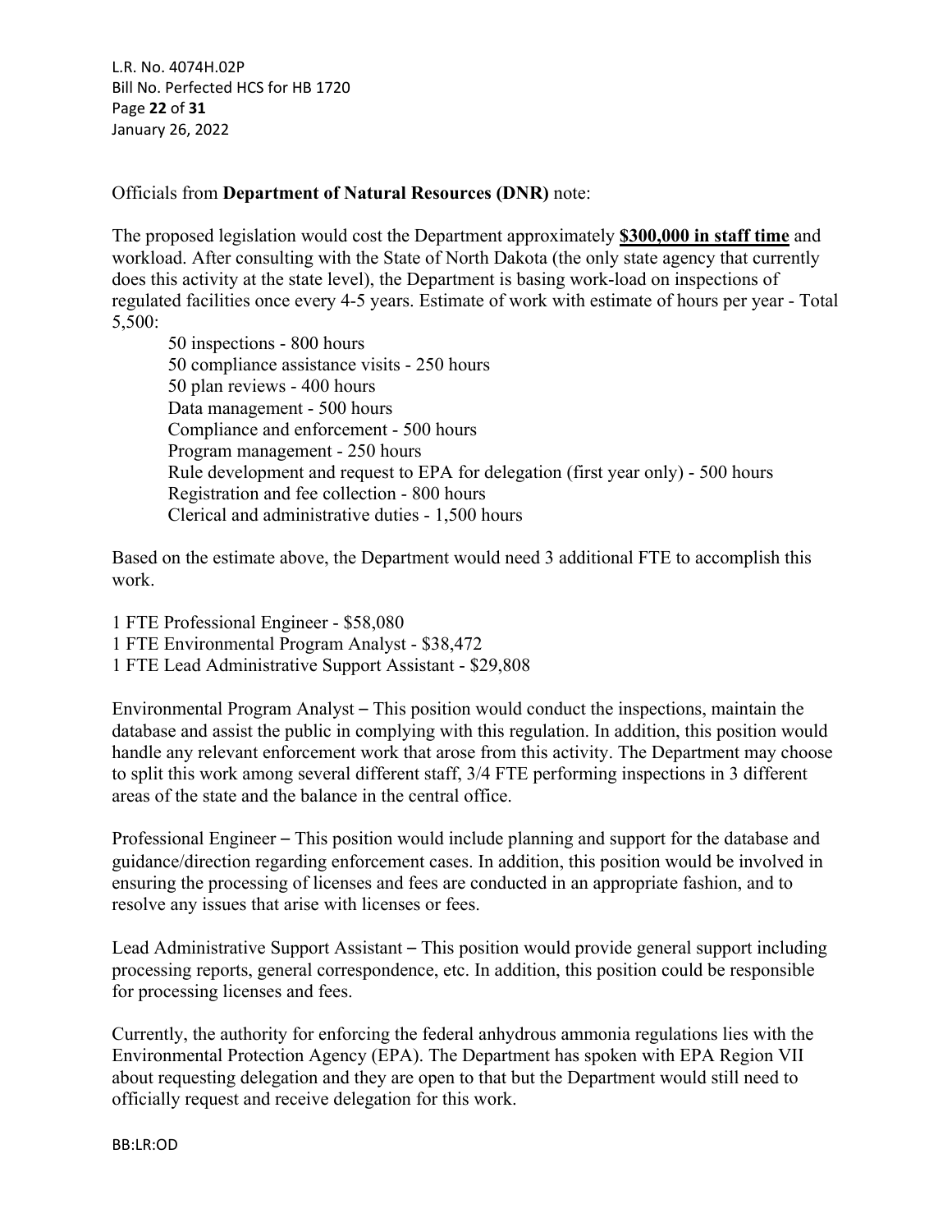Officials from **Department of Natural Resources (DNR)** note:

The proposed legislation would cost the Department approximately **<u>$300,000 in staff time</u>** and workload. After consulting with the State of North Dakota (the only state agency that currently does this activity at the state level), the Department is basing work-load on inspections of regulated facilities once every 4-5 years. Estimate of work with estimate of hours per year - Total 5,500:

- 50 inspections - 800 hours
- 50 compliance assistance visits - 250 hours
- 50 plan reviews - 400 hours
- Data management - 500 hours
- Compliance and enforcement - 500 hours
- Program management - 250 hours
- Rule development and request to EPA for delegation (first year only) - 500 hours
- Registration and fee collection - 800 hours
- Clerical and administrative duties - 1,500 hours

Based on the estimate above, the Department would need 3 additional FTE to accomplish this work.

1 FTE Professional Engineer - $58,080
1 FTE Environmental Program Analyst - $38,472
1 FTE Lead Administrative Support Assistant - $29,808

Environmental Program Analyst – This position would conduct the inspections, maintain the database and assist the public in complying with this regulation. In addition, this position would handle any relevant enforcement work that arose from this activity. The Department may choose to split this work among several different staff, 3/4 FTE performing inspections in 3 different areas of the state and the balance in the central office.

Professional Engineer – This position would include planning and support for the database and guidance/direction regarding enforcement cases. In addition, this position would be involved in ensuring the processing of licenses and fees are conducted in an appropriate fashion, and to resolve any issues that arise with licenses or fees.

Lead Administrative Support Assistant – This position would provide general support including processing reports, general correspondence, etc. In addition, this position could be responsible for processing licenses and fees.

Currently, the authority for enforcing the federal anhydrous ammonia regulations lies with the Environmental Protection Agency (EPA). The Department has spoken with EPA Region VII about requesting delegation and they are open to that but the Department would still need to officially request and receive delegation for this work.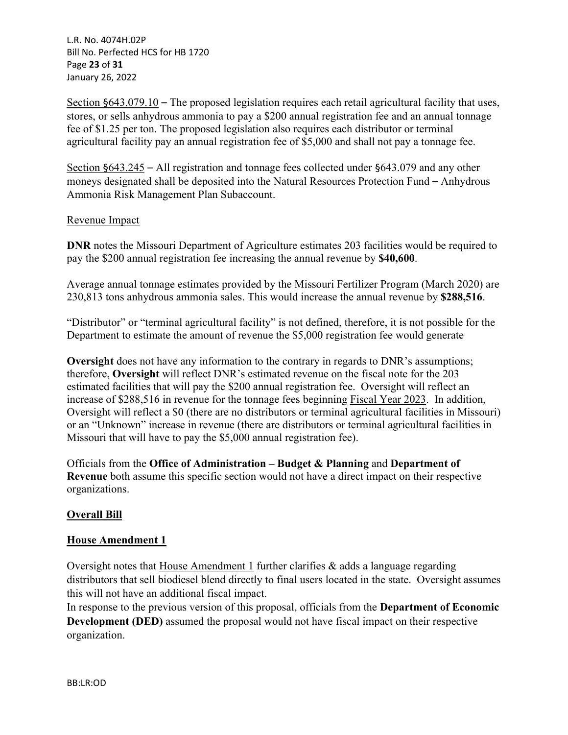Section §643.079.10 – The proposed legislation requires each retail agricultural facility that uses, stores, or sells anhydrous ammonia to pay a $200 annual registration fee and an annual tonnage fee of $1.25 per ton. The proposed legislation also requires each distributor or terminal agricultural facility pay an annual registration fee of $5,000 and shall not pay a tonnage fee.

Section §643.245 – All registration and tonnage fees collected under §643.079 and any other moneys designated shall be deposited into the Natural Resources Protection Fund – Anhydrous Ammonia Risk Management Plan Subaccount.

Revenue Impact

**DNR** notes the Missouri Department of Agriculture estimates 203 facilities would be required to pay the $200 annual registration fee increasing the annual revenue by **$40,600**.

Average annual tonnage estimates provided by the Missouri Fertilizer Program (March 2020) are 230,813 tons anhydrous ammonia sales. This would increase the annual revenue by **$288,516**.

"Distributor" or "terminal agricultural facility" is not defined, therefore, it is not possible for the Department to estimate the amount of revenue the $5,000 registration fee would generate

**Oversight** does not have any information to the contrary in regards to DNR's assumptions; therefore, **Oversight** will reflect DNR's estimated revenue on the fiscal note for the 203 estimated facilities that will pay the $200 annual registration fee. Oversight will reflect an increase of $288,516 in revenue for the tonnage fees beginning Fiscal Year 2023. In addition, Oversight will reflect a $0 (there are no distributors or terminal agricultural facilities in Missouri) or an "Unknown" increase in revenue (there are distributors or terminal agricultural facilities in Missouri that will have to pay the $5,000 annual registration fee).

Officials from the **Office of Administration – Budget & Planning** and **Department of Revenue** both assume this specific section would not have a direct impact on their respective organizations.

**Overall Bill**

**House Amendment 1**

Oversight notes that House Amendment 1 further clarifies & adds a language regarding distributors that sell biodiesel blend directly to final users located in the state. Oversight assumes this will not have an additional fiscal impact.

In response to the previous version of this proposal, officials from the **Department of Economic Development (DED)** assumed the proposal would not have fiscal impact on their respective organization.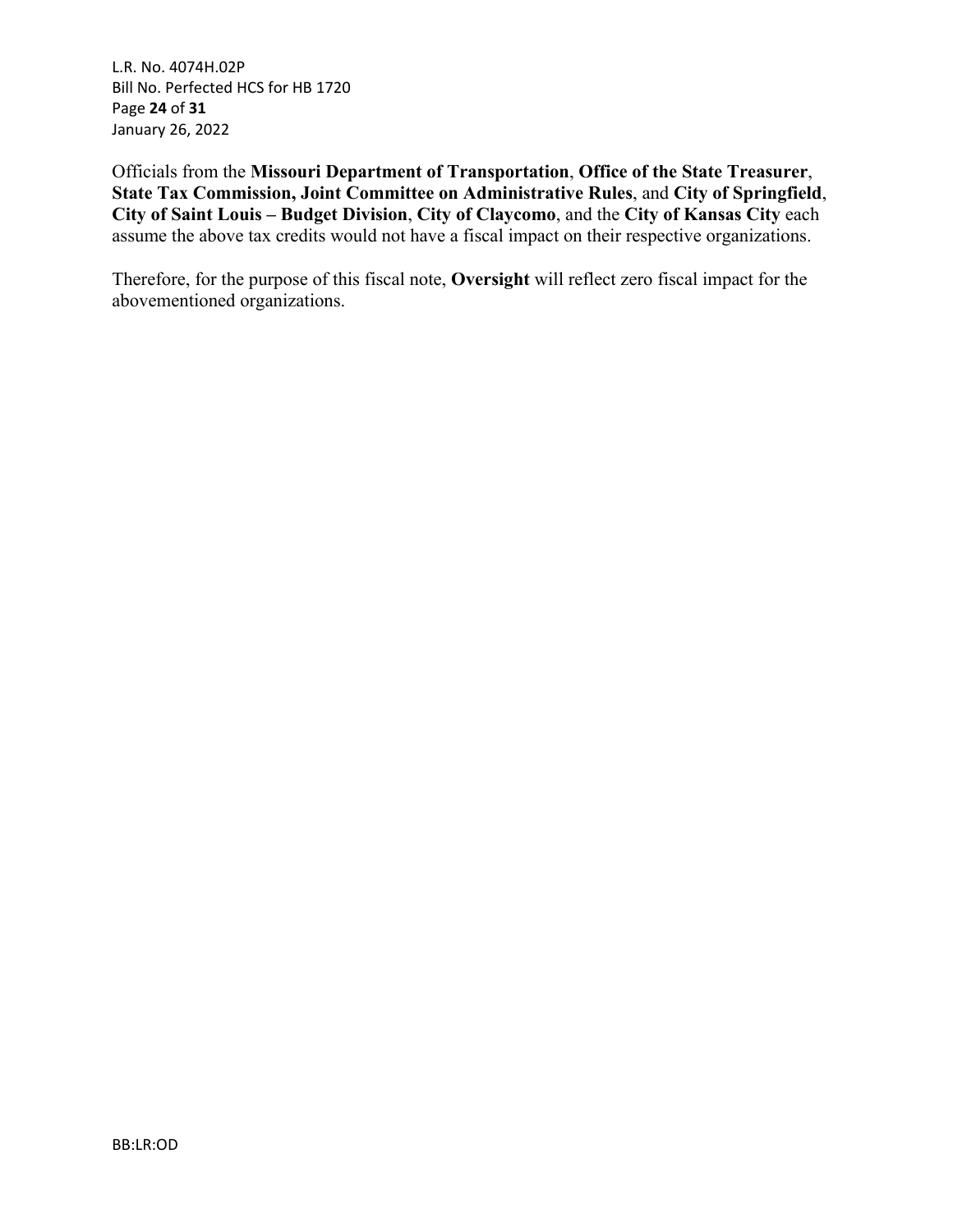Officials from the **Missouri Department of Transportation**, **Office of the State Treasurer**, **State Tax Commission, Joint Committee on Administrative Rules**, and **City of Springfield**, **City of Saint Louis – Budget Division**, **City of Claycomo**, and the **City of Kansas City** each assume the above tax credits would not have a fiscal impact on their respective organizations.

Therefore, for the purpose of this fiscal note, **Oversight** will reflect zero fiscal impact for the abovementioned organizations.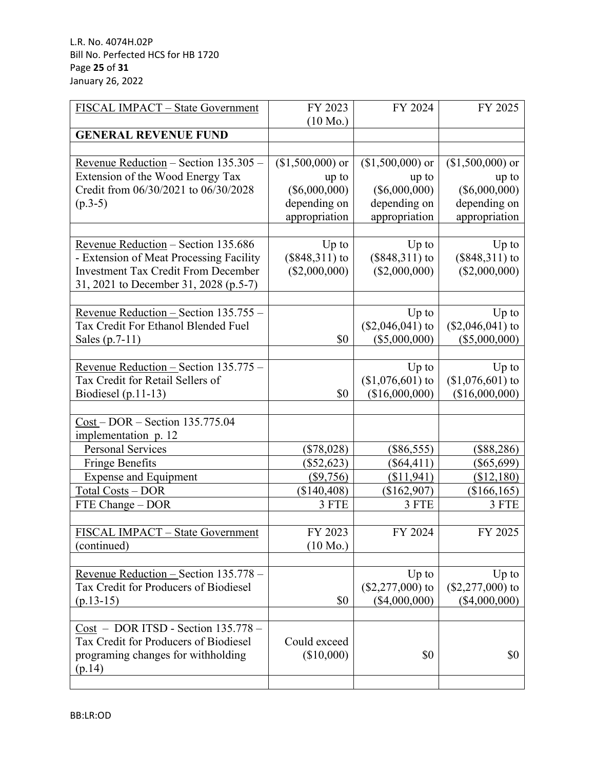| FISCAL IMPACT – State Government | FY 2023 (10 Mo.) | FY 2024 | FY 2025 |
|---|---|---|---|
| **GENERAL REVENUE FUND** | | | |
| | | | |
| Revenue Reduction – Section 135.305 – Extension of the Wood Energy Tax Credit from 06/30/2021 to 06/30/2028 (p.3-5) | ($1,500,000) or up to ($6,000,000) depending on appropriation | ($1,500,000) or up to ($6,000,000) depending on appropriation | ($1,500,000) or up to ($6,000,000) depending on appropriation |
| | | | |
| Revenue Reduction – Section 135.686 - Extension of Meat Processing Facility Investment Tax Credit From December 31, 2021 to December 31, 2028 (p.5-7) | Up to ($848,311) to ($2,000,000) | Up to ($848,311) to ($2,000,000) | Up to ($848,311) to ($2,000,000) |
| | | | |
| Revenue Reduction – Section 135.755 – Tax Credit For Ethanol Blended Fuel Sales (p.7-11) | $0 | Up to ($2,046,041) to ($5,000,000) | Up to ($2,046,041) to ($5,000,000) |
| | | | |
| Revenue Reduction – Section 135.775 – Tax Credit for Retail Sellers of Biodiesel (p.11-13) | $0 | Up to ($1,076,601) to ($16,000,000) | Up to ($1,076,601) to ($16,000,000) |
| | | | |
| Cost – DOR – Section 135.775.04 implementation p. 12 | | | |
| Personal Services | ($78,028) | ($86,555) | ($88,286) |
| Fringe Benefits | ($52,623) | ($64,411) | ($65,699) |
| Expense and Equipment | ($9,756) | ($11,941) | ($12,180) |
| Total Costs – DOR | ($140,408) | ($162,907) | ($166,165) |
| FTE Change – DOR | 3 FTE | 3 FTE | 3 FTE |
| | | | |
| FISCAL IMPACT – State Government (continued) | FY 2023 (10 Mo.) | FY 2024 | FY 2025 |
| | | | |
| Revenue Reduction – Section 135.778 – Tax Credit for Producers of Biodiesel (p.13-15) | $0 | Up to ($2,277,000) to ($4,000,000) | Up to ($2,277,000) to ($4,000,000) |
| | | | |
| Cost – DOR ITSD - Section 135.778 – Tax Credit for Producers of Biodiesel programing changes for withholding (p.14) | Could exceed ($10,000) | $0 | $0 |
| | | | |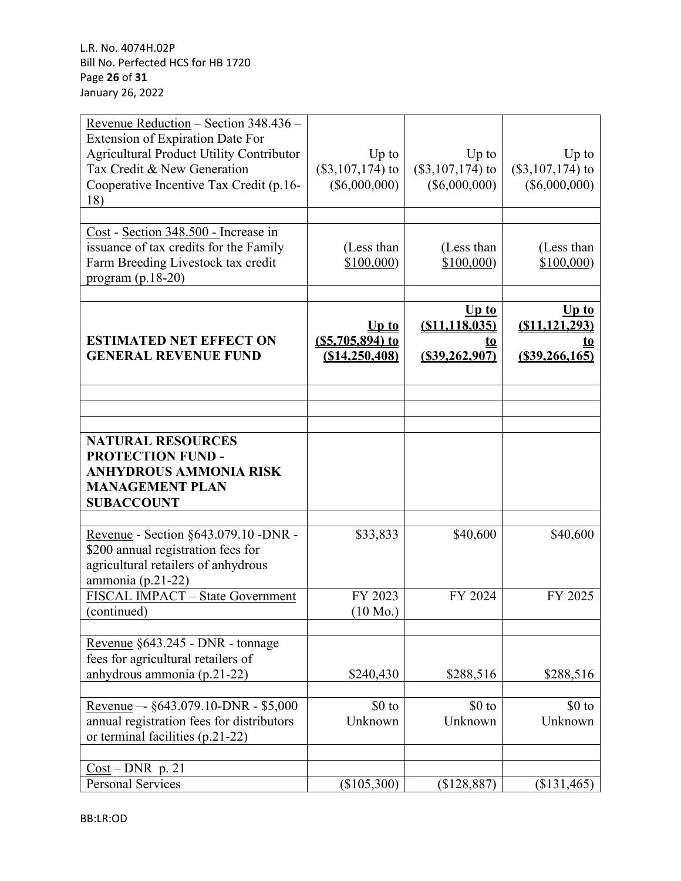| | | | |
|---|---|---|---|
| Revenue Reduction – Section 348.436 – Extension of Expiration Date For Agricultural Product Utility Contributor Tax Credit & New Generation Cooperative Incentive Tax Credit (p.16-18) | Up to ($3,107,174) to ($6,000,000) | Up to ($3,107,174) to ($6,000,000) | Up to ($3,107,174) to ($6,000,000) |
| | | | |
| Cost - Section 348.500 - Increase in issuance of tax credits for the Family Farm Breeding Livestock tax credit program (p.18-20) | (Less than $100,000) | (Less than $100,000) | (Less than $100,000) |
| | | | |
| **ESTIMATED NET EFFECT ON GENERAL REVENUE FUND** | **Up to ($5,705,894) to ($14,250,408)** | **Up to ($11,118,035) to ($39,262,907)** | **Up to ($11,121,293) to ($39,266,165)** |
| | | | |
| | | | |
| | | | |
| **NATURAL RESOURCES PROTECTION FUND - ANHYDROUS AMMONIA RISK MANAGEMENT PLAN SUBACCOUNT** | | | |
| | | | |
| Revenue - Section §643.079.10 -DNR - $200 annual registration fees for agricultural retailers of anhydrous ammonia (p.21-22) | $33,833 | $40,600 | $40,600 |
| FISCAL IMPACT – State Government (continued) | FY 2023 (10 Mo.) | FY 2024 | FY 2025 |
| | | | |
| Revenue §643.245 - DNR - tonnage fees for agricultural retailers of anhydrous ammonia (p.21-22) | $240,430 | $288,516 | $288,516 |
| | | | |
| Revenue –- §643.079.10-DNR - $5,000 annual registration fees for distributors or terminal facilities (p.21-22) | $0 to Unknown | $0 to Unknown | $0 to Unknown |
| | | | |
| Cost – DNR p. 21 | | | |
| Personal Services | ($105,300) | ($128,887) | ($131,465) |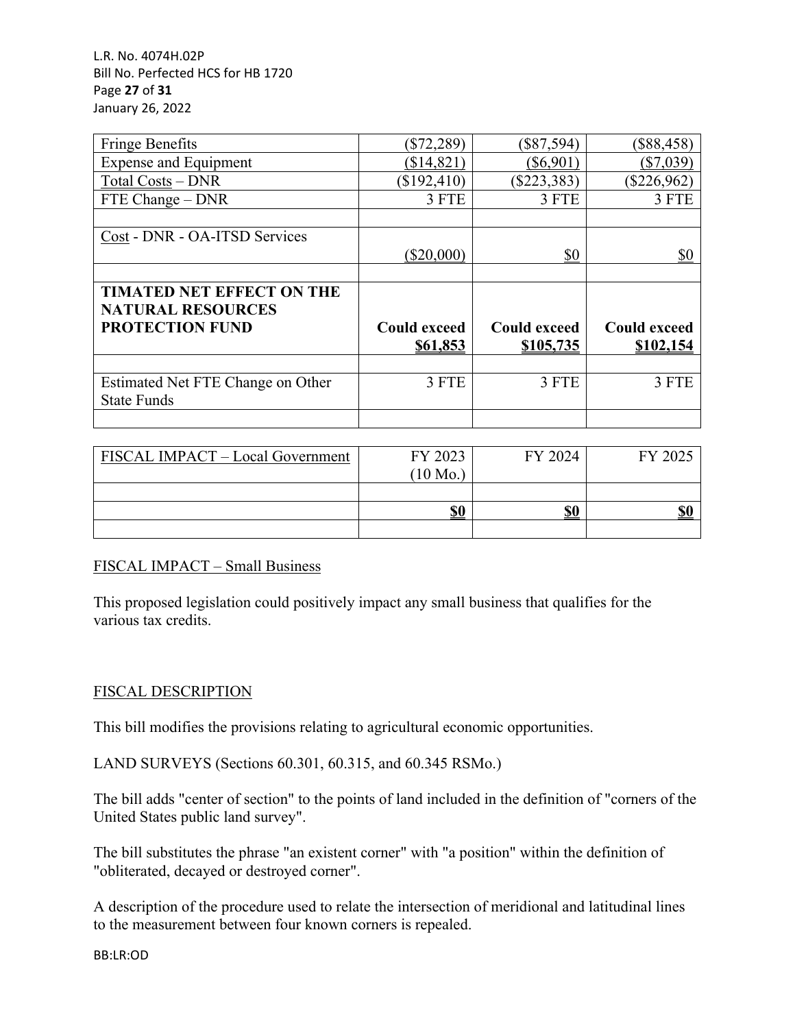| Fringe Benefits | ($72,289) | ($87,594) | ($88,458) |
|---|---|---|---|
| Expense and Equipment | ($14,821) | ($6,901) | ($7,039) |
| Total Costs – DNR | ($192,410) | ($223,383) | ($226,962) |
| FTE Change – DNR | 3 FTE | 3 FTE | 3 FTE |
| | | | |
| Cost - DNR - OA-ITSD Services | ($20,000) | $0 | $0 |
| | | | |
| **TIMATED NET EFFECT ON THE NATURAL RESOURCES PROTECTION FUND** | **Could exceed $61,853** | **Could exceed $105,735** | **Could exceed $102,154** |
| | | | |
| Estimated Net FTE Change on Other State Funds | 3 FTE | 3 FTE | 3 FTE |
| | | | |

| FISCAL IMPACT – Local Government | FY 2023 (10 Mo.) | FY 2024 | FY 2025 |
|---|---|---|---|
| | | | |
| | **$0** | **$0** | **$0** |
| | | | |

FISCAL IMPACT – Small Business

This proposed legislation could positively impact any small business that qualifies for the various tax credits.

FISCAL DESCRIPTION

This bill modifies the provisions relating to agricultural economic opportunities.

LAND SURVEYS (Sections 60.301, 60.315, and 60.345 RSMo.)

The bill adds "center of section" to the points of land included in the definition of "corners of the United States public land survey".

The bill substitutes the phrase "an existent corner" with "a position" within the definition of "obliterated, decayed or destroyed corner".

A description of the procedure used to relate the intersection of meridional and latitudinal lines to the measurement between four known corners is repealed.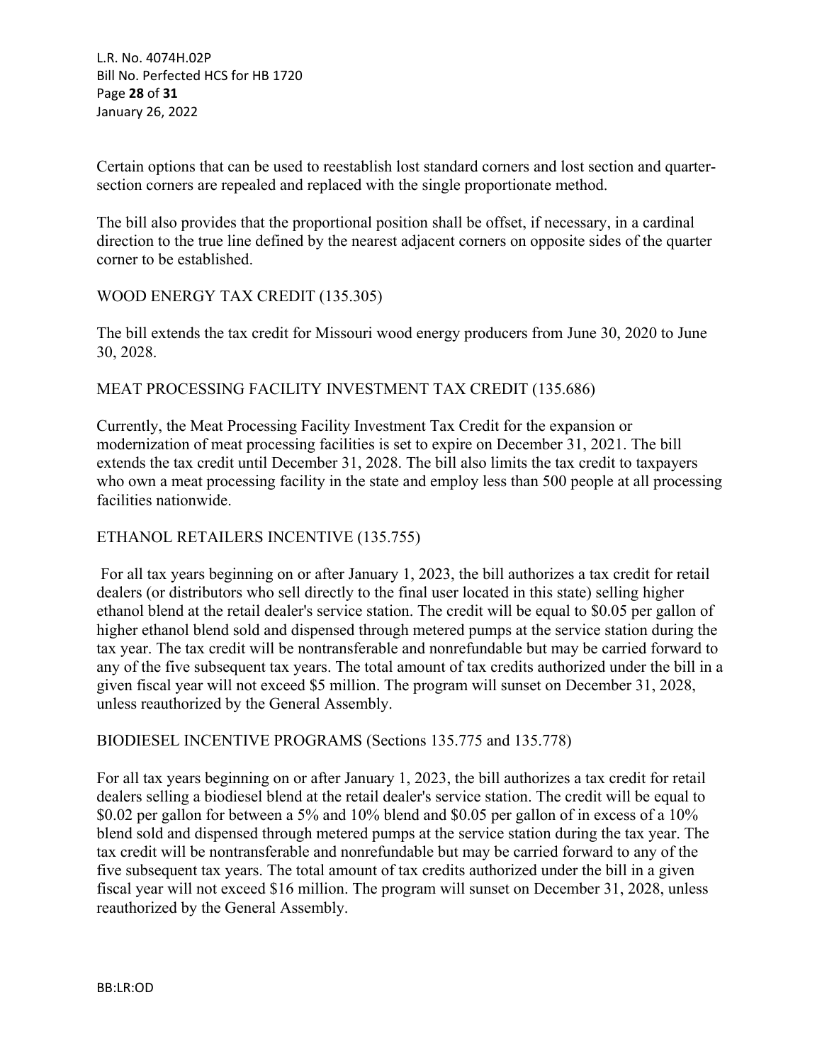Certain options that can be used to reestablish lost standard corners and lost section and quarter-section corners are repealed and replaced with the single proportionate method.

The bill also provides that the proportional position shall be offset, if necessary, in a cardinal direction to the true line defined by the nearest adjacent corners on opposite sides of the quarter corner to be established.

WOOD ENERGY TAX CREDIT (135.305)

The bill extends the tax credit for Missouri wood energy producers from June 30, 2020 to June 30, 2028.

MEAT PROCESSING FACILITY INVESTMENT TAX CREDIT (135.686)

Currently, the Meat Processing Facility Investment Tax Credit for the expansion or modernization of meat processing facilities is set to expire on December 31, 2021. The bill extends the tax credit until December 31, 2028. The bill also limits the tax credit to taxpayers who own a meat processing facility in the state and employ less than 500 people at all processing facilities nationwide.

ETHANOL RETAILERS INCENTIVE (135.755)

For all tax years beginning on or after January 1, 2023, the bill authorizes a tax credit for retail dealers (or distributors who sell directly to the final user located in this state) selling higher ethanol blend at the retail dealer's service station. The credit will be equal to $0.05 per gallon of higher ethanol blend sold and dispensed through metered pumps at the service station during the tax year. The tax credit will be nontransferable and nonrefundable but may be carried forward to any of the five subsequent tax years. The total amount of tax credits authorized under the bill in a given fiscal year will not exceed $5 million. The program will sunset on December 31, 2028, unless reauthorized by the General Assembly.

BIODIESEL INCENTIVE PROGRAMS (Sections 135.775 and 135.778)

For all tax years beginning on or after January 1, 2023, the bill authorizes a tax credit for retail dealers selling a biodiesel blend at the retail dealer's service station. The credit will be equal to $0.02 per gallon for between a 5% and 10% blend and $0.05 per gallon of in excess of a 10% blend sold and dispensed through metered pumps at the service station during the tax year. The tax credit will be nontransferable and nonrefundable but may be carried forward to any of the five subsequent tax years. The total amount of tax credits authorized under the bill in a given fiscal year will not exceed $16 million. The program will sunset on December 31, 2028, unless reauthorized by the General Assembly.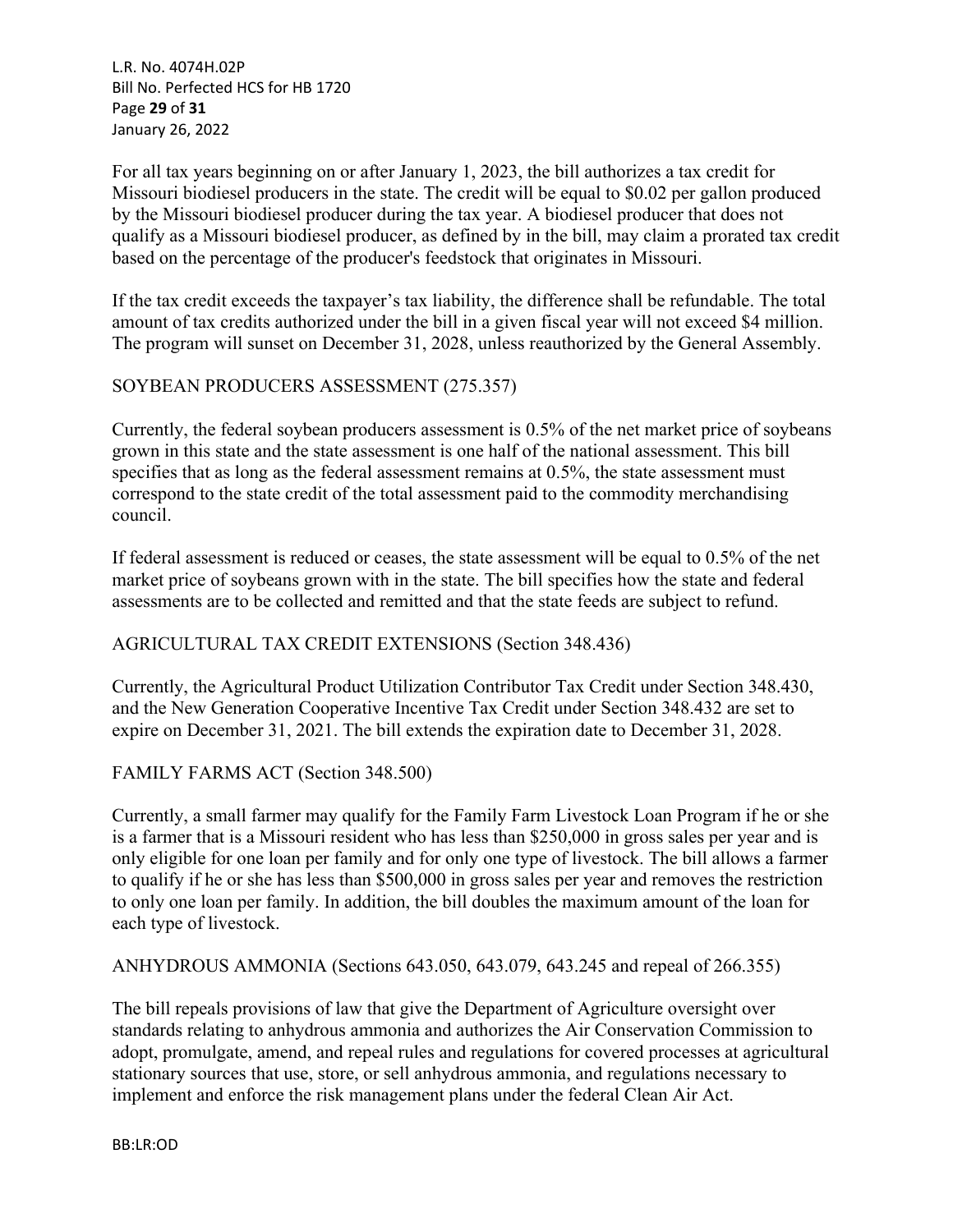For all tax years beginning on or after January 1, 2023, the bill authorizes a tax credit for Missouri biodiesel producers in the state. The credit will be equal to $0.02 per gallon produced by the Missouri biodiesel producer during the tax year. A biodiesel producer that does not qualify as a Missouri biodiesel producer, as defined by in the bill, may claim a prorated tax credit based on the percentage of the producer's feedstock that originates in Missouri.

If the tax credit exceeds the taxpayer's tax liability, the difference shall be refundable. The total amount of tax credits authorized under the bill in a given fiscal year will not exceed $4 million. The program will sunset on December 31, 2028, unless reauthorized by the General Assembly.

SOYBEAN PRODUCERS ASSESSMENT (275.357)

Currently, the federal soybean producers assessment is 0.5% of the net market price of soybeans grown in this state and the state assessment is one half of the national assessment. This bill specifies that as long as the federal assessment remains at 0.5%, the state assessment must correspond to the state credit of the total assessment paid to the commodity merchandising council.

If federal assessment is reduced or ceases, the state assessment will be equal to 0.5% of the net market price of soybeans grown with in the state. The bill specifies how the state and federal assessments are to be collected and remitted and that the state feeds are subject to refund.

AGRICULTURAL TAX CREDIT EXTENSIONS (Section 348.436)

Currently, the Agricultural Product Utilization Contributor Tax Credit under Section 348.430, and the New Generation Cooperative Incentive Tax Credit under Section 348.432 are set to expire on December 31, 2021. The bill extends the expiration date to December 31, 2028.

FAMILY FARMS ACT (Section 348.500)

Currently, a small farmer may qualify for the Family Farm Livestock Loan Program if he or she is a farmer that is a Missouri resident who has less than $250,000 in gross sales per year and is only eligible for one loan per family and for only one type of livestock. The bill allows a farmer to qualify if he or she has less than $500,000 in gross sales per year and removes the restriction to only one loan per family. In addition, the bill doubles the maximum amount of the loan for each type of livestock.

ANHYDROUS AMMONIA (Sections 643.050, 643.079, 643.245 and repeal of 266.355)

The bill repeals provisions of law that give the Department of Agriculture oversight over standards relating to anhydrous ammonia and authorizes the Air Conservation Commission to adopt, promulgate, amend, and repeal rules and regulations for covered processes at agricultural stationary sources that use, store, or sell anhydrous ammonia, and regulations necessary to implement and enforce the risk management plans under the federal Clean Air Act.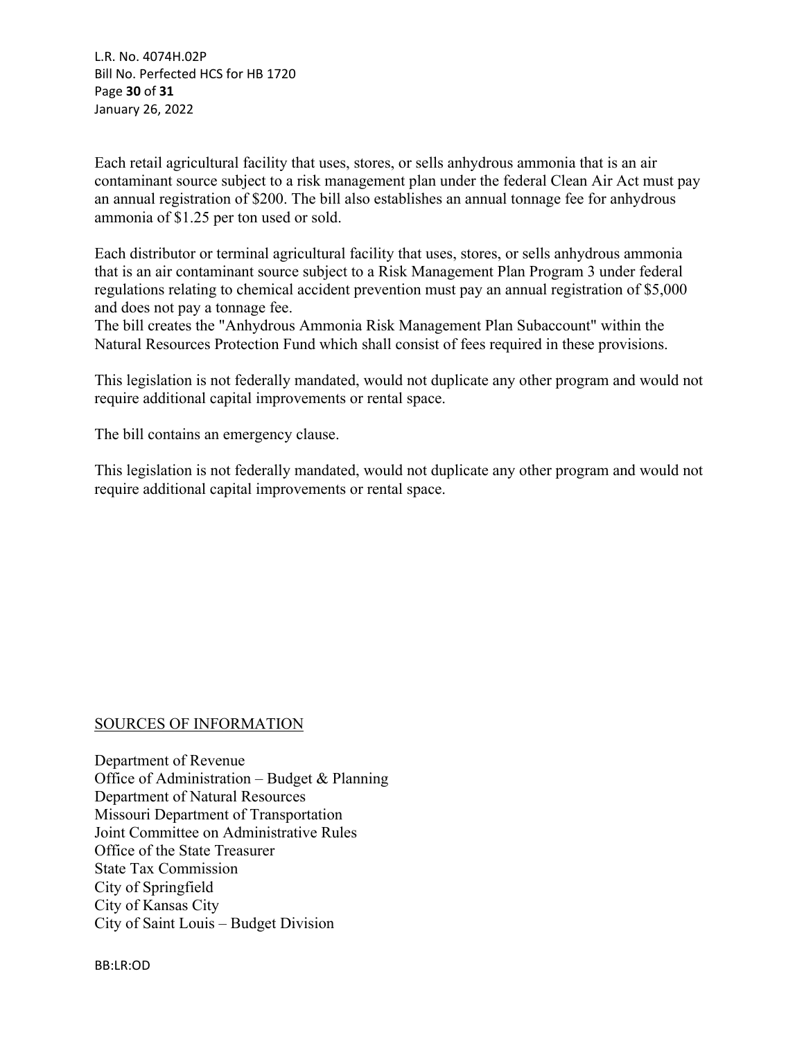Each retail agricultural facility that uses, stores, or sells anhydrous ammonia that is an air contaminant source subject to a risk management plan under the federal Clean Air Act must pay an annual registration of $200. The bill also establishes an annual tonnage fee for anhydrous ammonia of $1.25 per ton used or sold.

Each distributor or terminal agricultural facility that uses, stores, or sells anhydrous ammonia that is an air contaminant source subject to a Risk Management Plan Program 3 under federal regulations relating to chemical accident prevention must pay an annual registration of $5,000 and does not pay a tonnage fee.
The bill creates the "Anhydrous Ammonia Risk Management Plan Subaccount" within the Natural Resources Protection Fund which shall consist of fees required in these provisions.

This legislation is not federally mandated, would not duplicate any other program and would not require additional capital improvements or rental space.

The bill contains an emergency clause.

This legislation is not federally mandated, would not duplicate any other program and would not require additional capital improvements or rental space.

SOURCES OF INFORMATION

Department of Revenue
Office of Administration – Budget & Planning
Department of Natural Resources
Missouri Department of Transportation
Joint Committee on Administrative Rules
Office of the State Treasurer
State Tax Commission
City of Springfield
City of Kansas City
City of Saint Louis – Budget Division

BB:LR:OD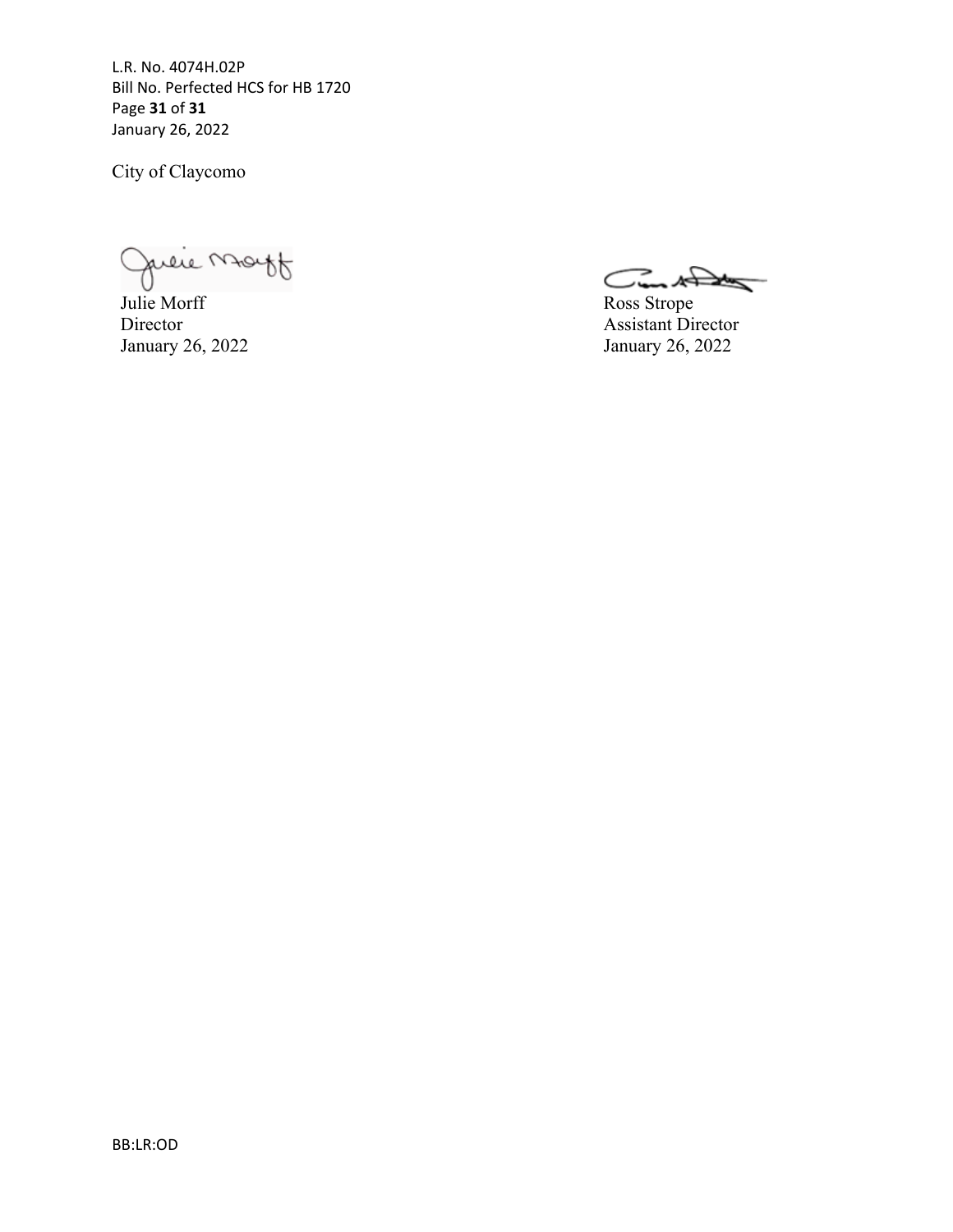City of Claycomo

Julie Morff
Director
January 26, 2022

Ross Strope
Assistant Director
January 26, 2022

BB:LR:OD